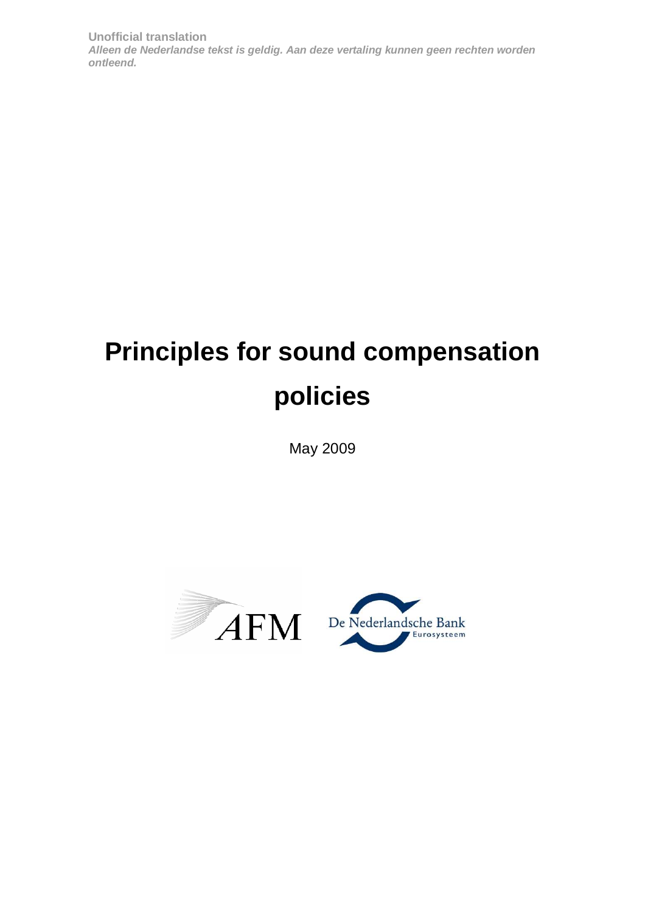**Unofficial translation**
***Alleen de Nederlandse tekst is geldig. Aan deze vertaling kunnen geen rechten worden ontleend.***

# Principles for sound compensation policies

May 2009

AFM De Nederlandsche Bank Eurosysteem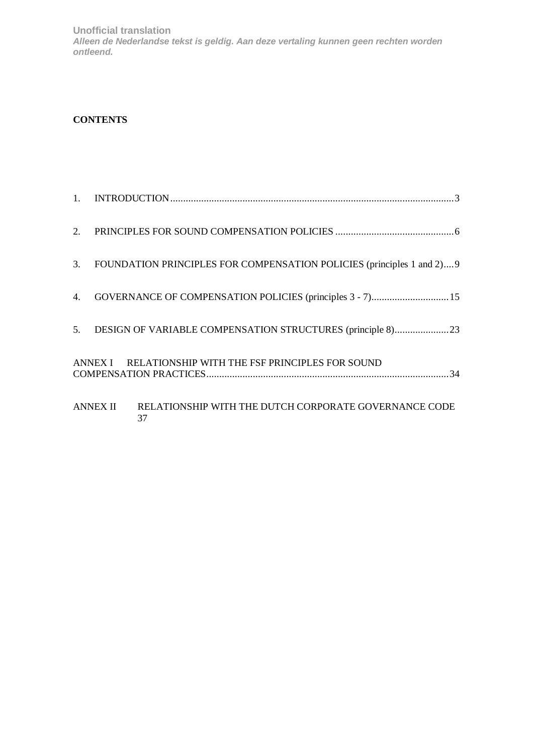**CONTENTS**

1. INTRODUCTION ........................................................ 3

2. PRINCIPLES FOR SOUND COMPENSATION POLICIES ........................................ 6

3. FOUNDATION PRINCIPLES FOR COMPENSATION POLICIES (principles 1 and 2).... 9

4. GOVERNANCE OF COMPENSATION POLICIES (principles 3 - 7).............................. 15

5. DESIGN OF VARIABLE COMPENSATION STRUCTURES (principle 8)..................... 23

ANNEX I RELATIONSHIP WITH THE FSF PRINCIPLES FOR SOUND COMPENSATION PRACTICES........................................................ 34

ANNEX II RELATIONSHIP WITH THE DUTCH CORPORATE GOVERNANCE CODE 37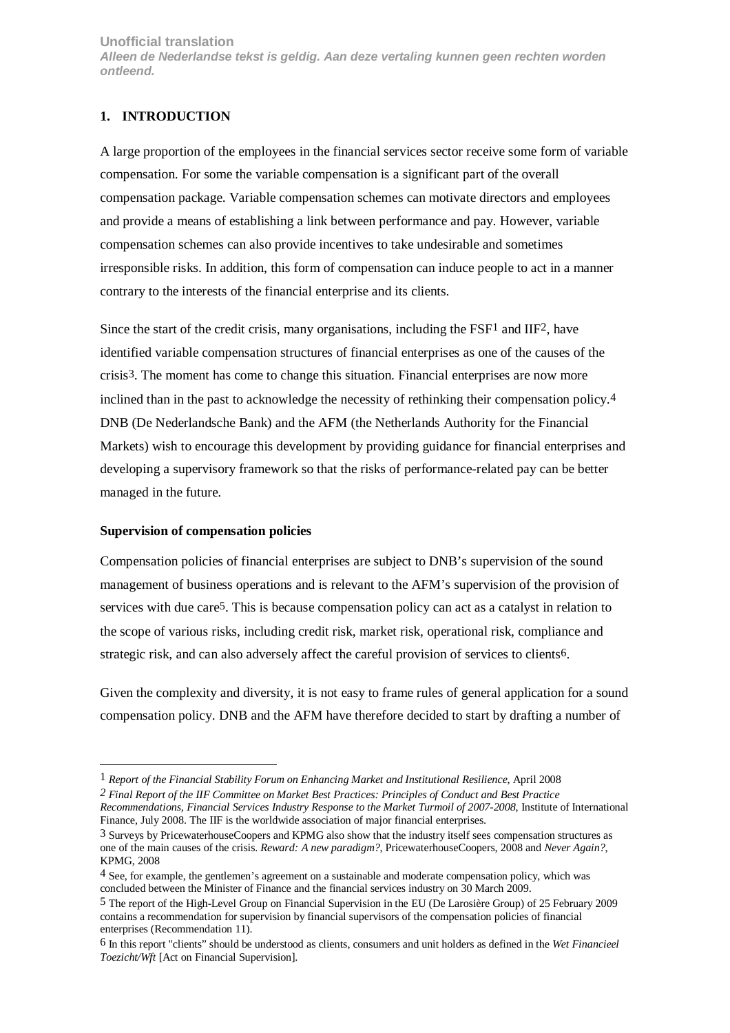Unofficial translation
*Alleen de Nederlandse tekst is geldig. Aan deze vertaling kunnen geen rechten worden ontleend.*

## 1. INTRODUCTION

A large proportion of the employees in the financial services sector receive some form of variable compensation. For some the variable compensation is a significant part of the overall compensation package. Variable compensation schemes can motivate directors and employees and provide a means of establishing a link between performance and pay. However, variable compensation schemes can also provide incentives to take undesirable and sometimes irresponsible risks. In addition, this form of compensation can induce people to act in a manner contrary to the interests of the financial enterprise and its clients.

Since the start of the credit crisis, many organisations, including the FSF[1] and IIF[2], have identified variable compensation structures of financial enterprises as one of the causes of the crisis[3]. The moment has come to change this situation. Financial enterprises are now more inclined than in the past to acknowledge the necessity of rethinking their compensation policy.[4] DNB (De Nederlandsche Bank) and the AFM (the Netherlands Authority for the Financial Markets) wish to encourage this development by providing guidance for financial enterprises and developing a supervisory framework so that the risks of performance-related pay can be better managed in the future.

**Supervision of compensation policies**

Compensation policies of financial enterprises are subject to DNB's supervision of the sound management of business operations and is relevant to the AFM's supervision of the provision of services with due care[5]. This is because compensation policy can act as a catalyst in relation to the scope of various risks, including credit risk, market risk, operational risk, compliance and strategic risk, and can also adversely affect the careful provision of services to clients[6].

Given the complexity and diversity, it is not easy to frame rules of general application for a sound compensation policy. DNB and the AFM have therefore decided to start by drafting a number of

---

1 *Report of the Financial Stability Forum on Enhancing Market and Institutional Resilience*, April 2008

2 *Final Report of the IIF Committee on Market Best Practices: Principles of Conduct and Best Practice Recommendations, Financial Services Industry Response to the Market Turmoil of 2007-2008*, Institute of International Finance, July 2008. The IIF is the worldwide association of major financial enterprises.

3 Surveys by PricewaterhouseCoopers and KPMG also show that the industry itself sees compensation structures as one of the main causes of the crisis. *Reward: A new paradigm?*, PricewaterhouseCoopers, 2008 and *Never Again?*, KPMG, 2008

4 See, for example, the gentlemen's agreement on a sustainable and moderate compensation policy, which was concluded between the Minister of Finance and the financial services industry on 30 March 2009.

5 The report of the High-Level Group on Financial Supervision in the EU (De Larosière Group) of 25 February 2009 contains a recommendation for supervision by financial supervisors of the compensation policies of financial enterprises (Recommendation 11).

6 In this report "clients" should be understood as clients, consumers and unit holders as defined in the *Wet Financieel Toezicht/Wft* [Act on Financial Supervision].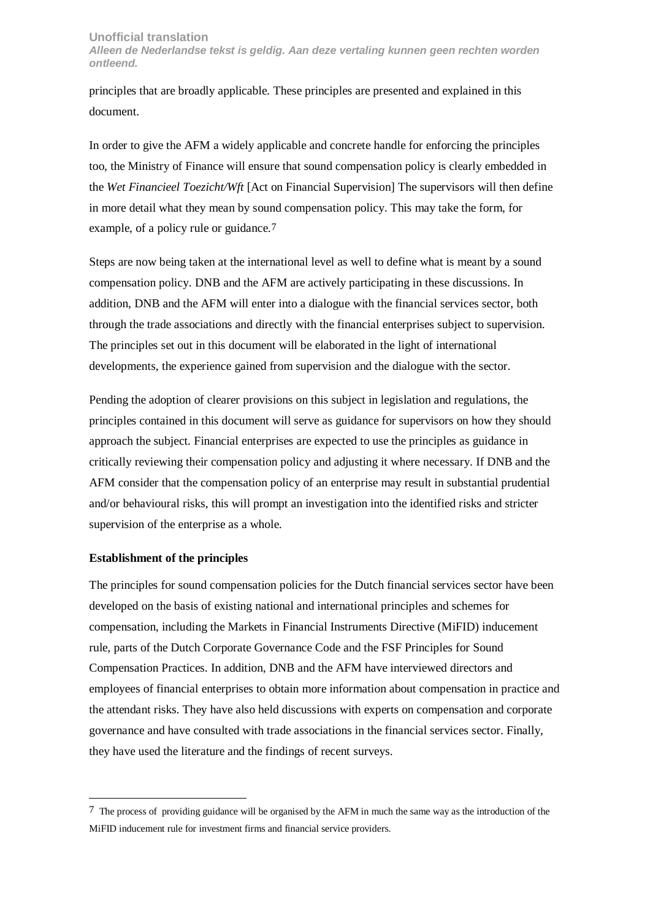principles that are broadly applicable. These principles are presented and explained in this document.

In order to give the AFM a widely applicable and concrete handle for enforcing the principles too, the Ministry of Finance will ensure that sound compensation policy is clearly embedded in the *Wet Financieel Toezicht/Wft* [Act on Financial Supervision] The supervisors will then define in more detail what they mean by sound compensation policy. This may take the form, for example, of a policy rule or guidance.[7]

Steps are now being taken at the international level as well to define what is meant by a sound compensation policy. DNB and the AFM are actively participating in these discussions. In addition, DNB and the AFM will enter into a dialogue with the financial services sector, both through the trade associations and directly with the financial enterprises subject to supervision. The principles set out in this document will be elaborated in the light of international developments, the experience gained from supervision and the dialogue with the sector.

Pending the adoption of clearer provisions on this subject in legislation and regulations, the principles contained in this document will serve as guidance for supervisors on how they should approach the subject. Financial enterprises are expected to use the principles as guidance in critically reviewing their compensation policy and adjusting it where necessary. If DNB and the AFM consider that the compensation policy of an enterprise may result in substantial prudential and/or behavioural risks, this will prompt an investigation into the identified risks and stricter supervision of the enterprise as a whole.

**Establishment of the principles**

The principles for sound compensation policies for the Dutch financial services sector have been developed on the basis of existing national and international principles and schemes for compensation, including the Markets in Financial Instruments Directive (MiFID) inducement rule, parts of the Dutch Corporate Governance Code and the FSF Principles for Sound Compensation Practices. In addition, DNB and the AFM have interviewed directors and employees of financial enterprises to obtain more information about compensation in practice and the attendant risks. They have also held discussions with experts on compensation and corporate governance and have consulted with trade associations in the financial services sector. Finally, they have used the literature and the findings of recent surveys.

---

[7] The process of providing guidance will be organised by the AFM in much the same way as the introduction of the MiFID inducement rule for investment firms and financial service providers.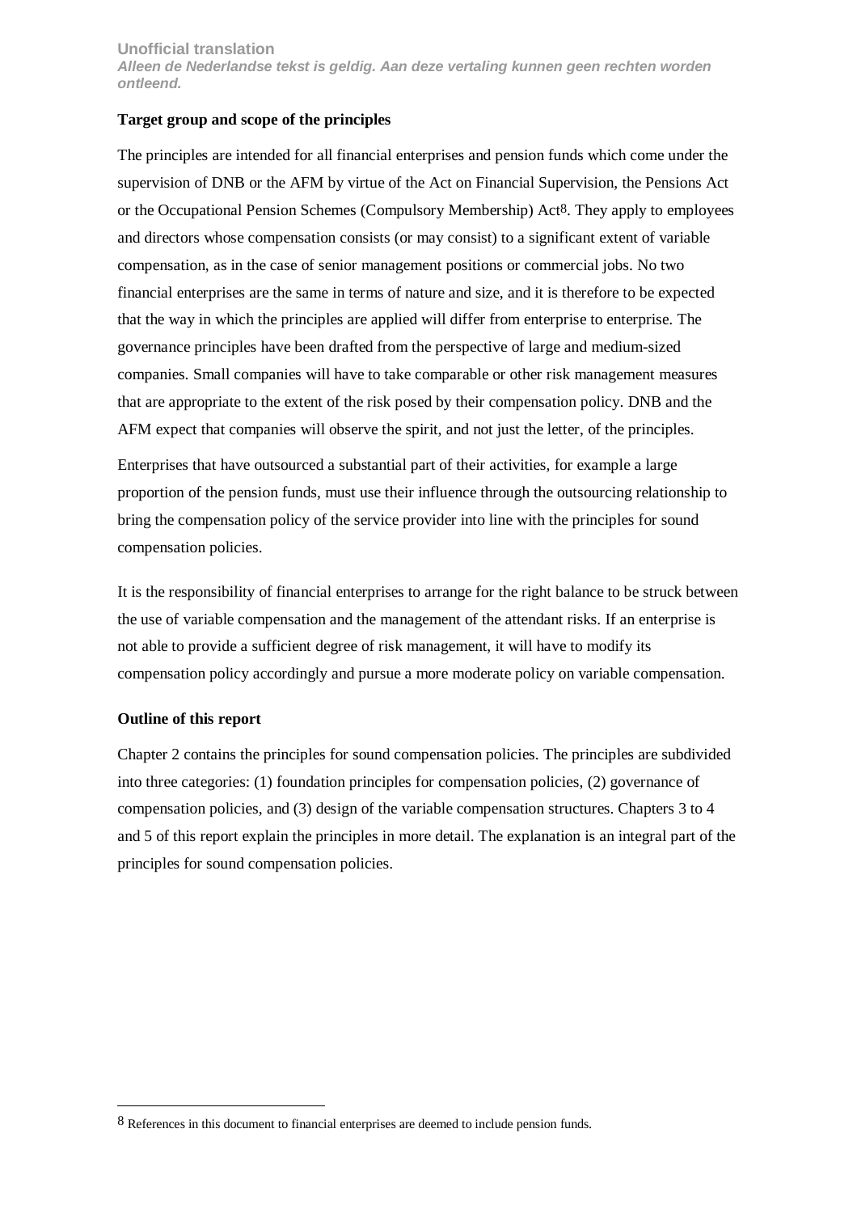### Target group and scope of the principles

The principles are intended for all financial enterprises and pension funds which come under the supervision of DNB or the AFM by virtue of the Act on Financial Supervision, the Pensions Act or the Occupational Pension Schemes (Compulsory Membership) Act[8]. They apply to employees and directors whose compensation consists (or may consist) to a significant extent of variable compensation, as in the case of senior management positions or commercial jobs. No two financial enterprises are the same in terms of nature and size, and it is therefore to be expected that the way in which the principles are applied will differ from enterprise to enterprise. The governance principles have been drafted from the perspective of large and medium-sized companies. Small companies will have to take comparable or other risk management measures that are appropriate to the extent of the risk posed by their compensation policy. DNB and the AFM expect that companies will observe the spirit, and not just the letter, of the principles.

Enterprises that have outsourced a substantial part of their activities, for example a large proportion of the pension funds, must use their influence through the outsourcing relationship to bring the compensation policy of the service provider into line with the principles for sound compensation policies.

It is the responsibility of financial enterprises to arrange for the right balance to be struck between the use of variable compensation and the management of the attendant risks. If an enterprise is not able to provide a sufficient degree of risk management, it will have to modify its compensation policy accordingly and pursue a more moderate policy on variable compensation.

### Outline of this report

Chapter 2 contains the principles for sound compensation policies. The principles are subdivided into three categories: (1) foundation principles for compensation policies, (2) governance of compensation policies, and (3) design of the variable compensation structures. Chapters 3 to 4 and 5 of this report explain the principles in more detail. The explanation is an integral part of the principles for sound compensation policies.

[8] References in this document to financial enterprises are deemed to include pension funds.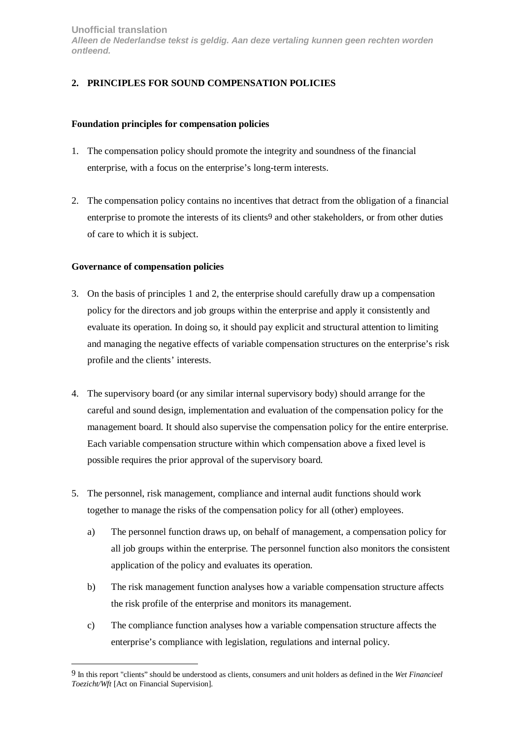## 2. PRINCIPLES FOR SOUND COMPENSATION POLICIES

### Foundation principles for compensation policies

1. The compensation policy should promote the integrity and soundness of the financial enterprise, with a focus on the enterprise's long-term interests.

2. The compensation policy contains no incentives that detract from the obligation of a financial enterprise to promote the interests of its clients[9] and other stakeholders, or from other duties of care to which it is subject.

### Governance of compensation policies

3. On the basis of principles 1 and 2, the enterprise should carefully draw up a compensation policy for the directors and job groups within the enterprise and apply it consistently and evaluate its operation. In doing so, it should pay explicit and structural attention to limiting and managing the negative effects of variable compensation structures on the enterprise's risk profile and the clients' interests.

4. The supervisory board (or any similar internal supervisory body) should arrange for the careful and sound design, implementation and evaluation of the compensation policy for the management board. It should also supervise the compensation policy for the entire enterprise. Each variable compensation structure within which compensation above a fixed level is possible requires the prior approval of the supervisory board.

5. The personnel, risk management, compliance and internal audit functions should work together to manage the risks of the compensation policy for all (other) employees.

   a) The personnel function draws up, on behalf of management, a compensation policy for all job groups within the enterprise. The personnel function also monitors the consistent application of the policy and evaluates its operation.

   b) The risk management function analyses how a variable compensation structure affects the risk profile of the enterprise and monitors its management.

   c) The compliance function analyses how a variable compensation structure affects the enterprise's compliance with legislation, regulations and internal policy.

---

[9] In this report "clients" should be understood as clients, consumers and unit holders as defined in the *Wet Financieel Toezicht/Wft* [Act on Financial Supervision].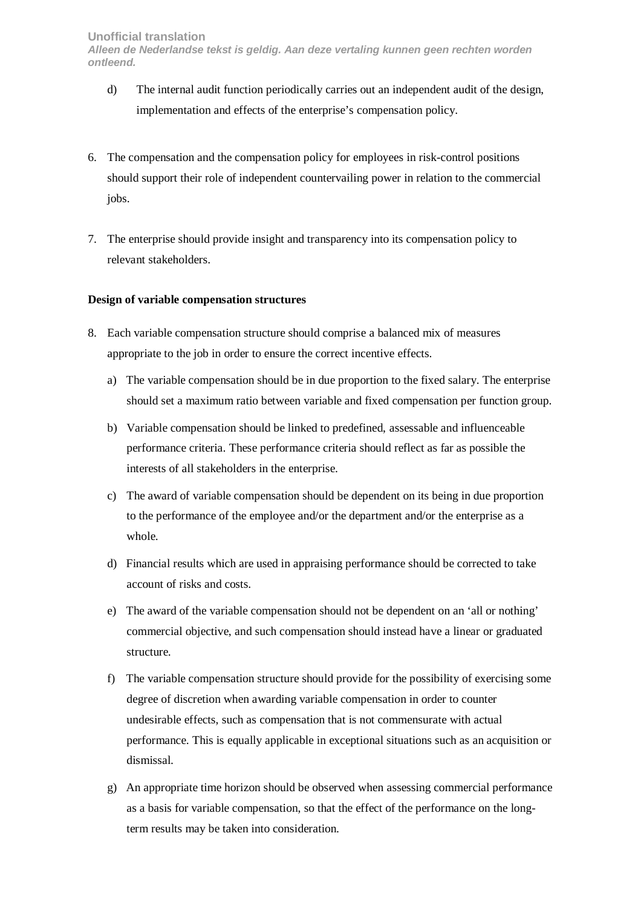d) The internal audit function periodically carries out an independent audit of the design, implementation and effects of the enterprise's compensation policy.

6. The compensation and the compensation policy for employees in risk-control positions should support their role of independent countervailing power in relation to the commercial jobs.

7. The enterprise should provide insight and transparency into its compensation policy to relevant stakeholders.

**Design of variable compensation structures**

8. Each variable compensation structure should comprise a balanced mix of measures appropriate to the job in order to ensure the correct incentive effects.

   a) The variable compensation should be in due proportion to the fixed salary. The enterprise should set a maximum ratio between variable and fixed compensation per function group.

   b) Variable compensation should be linked to predefined, assessable and influenceable performance criteria. These performance criteria should reflect as far as possible the interests of all stakeholders in the enterprise.

   c) The award of variable compensation should be dependent on its being in due proportion to the performance of the employee and/or the department and/or the enterprise as a whole.

   d) Financial results which are used in appraising performance should be corrected to take account of risks and costs.

   e) The award of the variable compensation should not be dependent on an 'all or nothing' commercial objective, and such compensation should instead have a linear or graduated structure.

   f) The variable compensation structure should provide for the possibility of exercising some degree of discretion when awarding variable compensation in order to counter undesirable effects, such as compensation that is not commensurate with actual performance. This is equally applicable in exceptional situations such as an acquisition or dismissal.

   g) An appropriate time horizon should be observed when assessing commercial performance as a basis for variable compensation, so that the effect of the performance on the long-term results may be taken into consideration.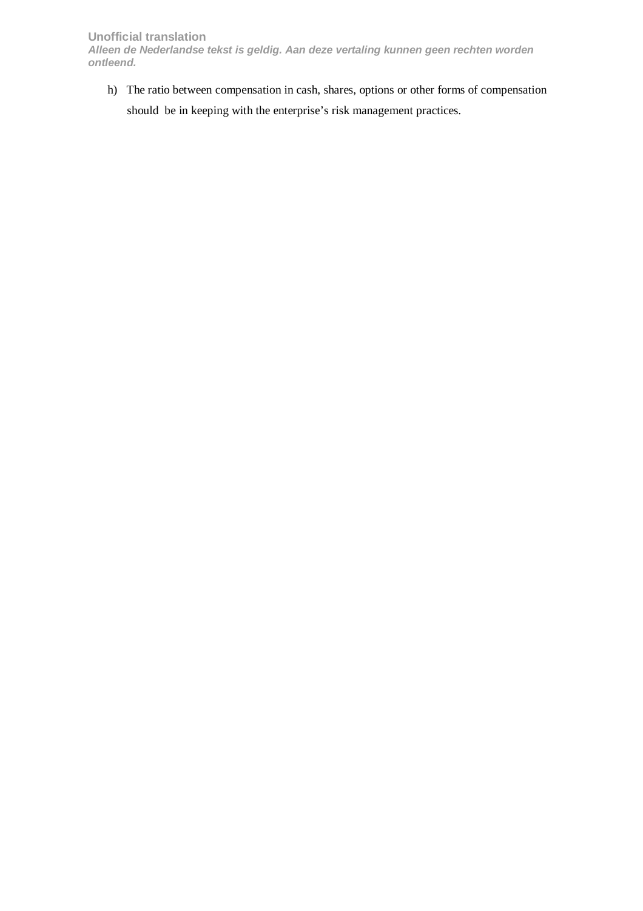h) The ratio between compensation in cash, shares, options or other forms of compensation should be in keeping with the enterprise’s risk management practices.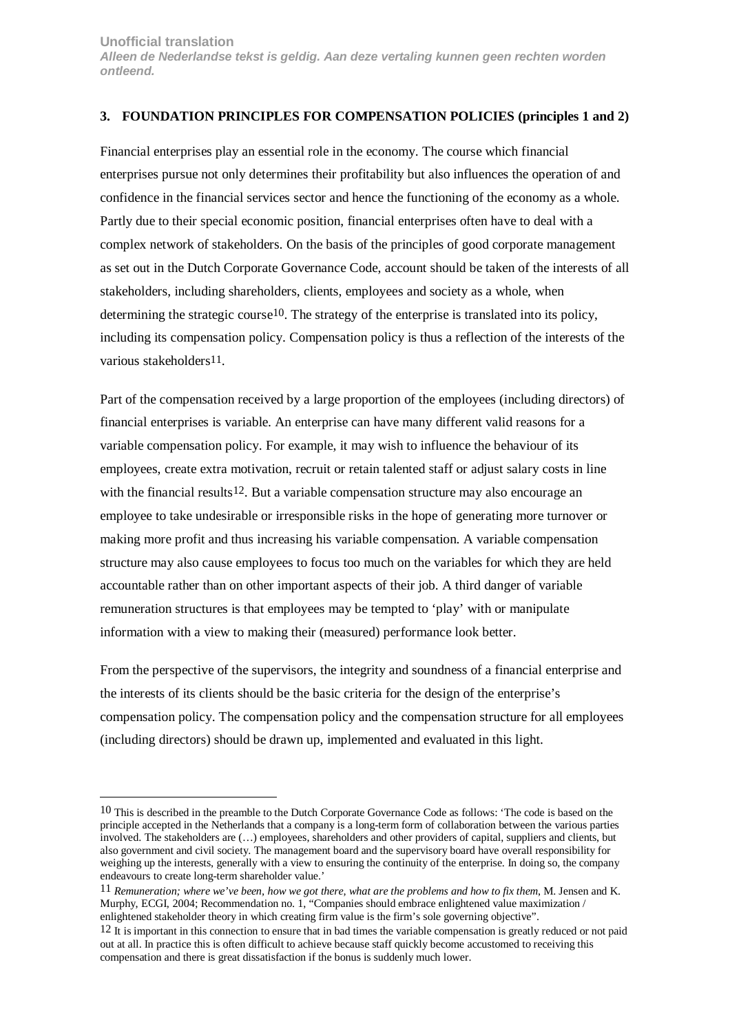## 3. FOUNDATION PRINCIPLES FOR COMPENSATION POLICIES (principles 1 and 2)

Financial enterprises play an essential role in the economy. The course which financial enterprises pursue not only determines their profitability but also influences the operation of and confidence in the financial services sector and hence the functioning of the economy as a whole. Partly due to their special economic position, financial enterprises often have to deal with a complex network of stakeholders. On the basis of the principles of good corporate management as set out in the Dutch Corporate Governance Code, account should be taken of the interests of all stakeholders, including shareholders, clients, employees and society as a whole, when determining the strategic course[10]. The strategy of the enterprise is translated into its policy, including its compensation policy. Compensation policy is thus a reflection of the interests of the various stakeholders[11].

Part of the compensation received by a large proportion of the employees (including directors) of financial enterprises is variable. An enterprise can have many different valid reasons for a variable compensation policy. For example, it may wish to influence the behaviour of its employees, create extra motivation, recruit or retain talented staff or adjust salary costs in line with the financial results[12]. But a variable compensation structure may also encourage an employee to take undesirable or irresponsible risks in the hope of generating more turnover or making more profit and thus increasing his variable compensation. A variable compensation structure may also cause employees to focus too much on the variables for which they are held accountable rather than on other important aspects of their job. A third danger of variable remuneration structures is that employees may be tempted to 'play' with or manipulate information with a view to making their (measured) performance look better.

From the perspective of the supervisors, the integrity and soundness of a financial enterprise and the interests of its clients should be the basic criteria for the design of the enterprise's compensation policy. The compensation policy and the compensation structure for all employees (including directors) should be drawn up, implemented and evaluated in this light.

---

[10] This is described in the preamble to the Dutch Corporate Governance Code as follows: 'The code is based on the principle accepted in the Netherlands that a company is a long-term form of collaboration between the various parties involved. The stakeholders are (…) employees, shareholders and other providers of capital, suppliers and clients, but also government and civil society. The management board and the supervisory board have overall responsibility for weighing up the interests, generally with a view to ensuring the continuity of the enterprise. In doing so, the company endeavours to create long-term shareholder value.'

[11] *Remuneration; where we've been, how we got there, what are the problems and how to fix them*, M. Jensen and K. Murphy, ECGI, 2004; Recommendation no. 1, "Companies should embrace enlightened value maximization / enlightened stakeholder theory in which creating firm value is the firm's sole governing objective".

[12] It is important in this connection to ensure that in bad times the variable compensation is greatly reduced or not paid out at all. In practice this is often difficult to achieve because staff quickly become accustomed to receiving this compensation and there is great dissatisfaction if the bonus is suddenly much lower.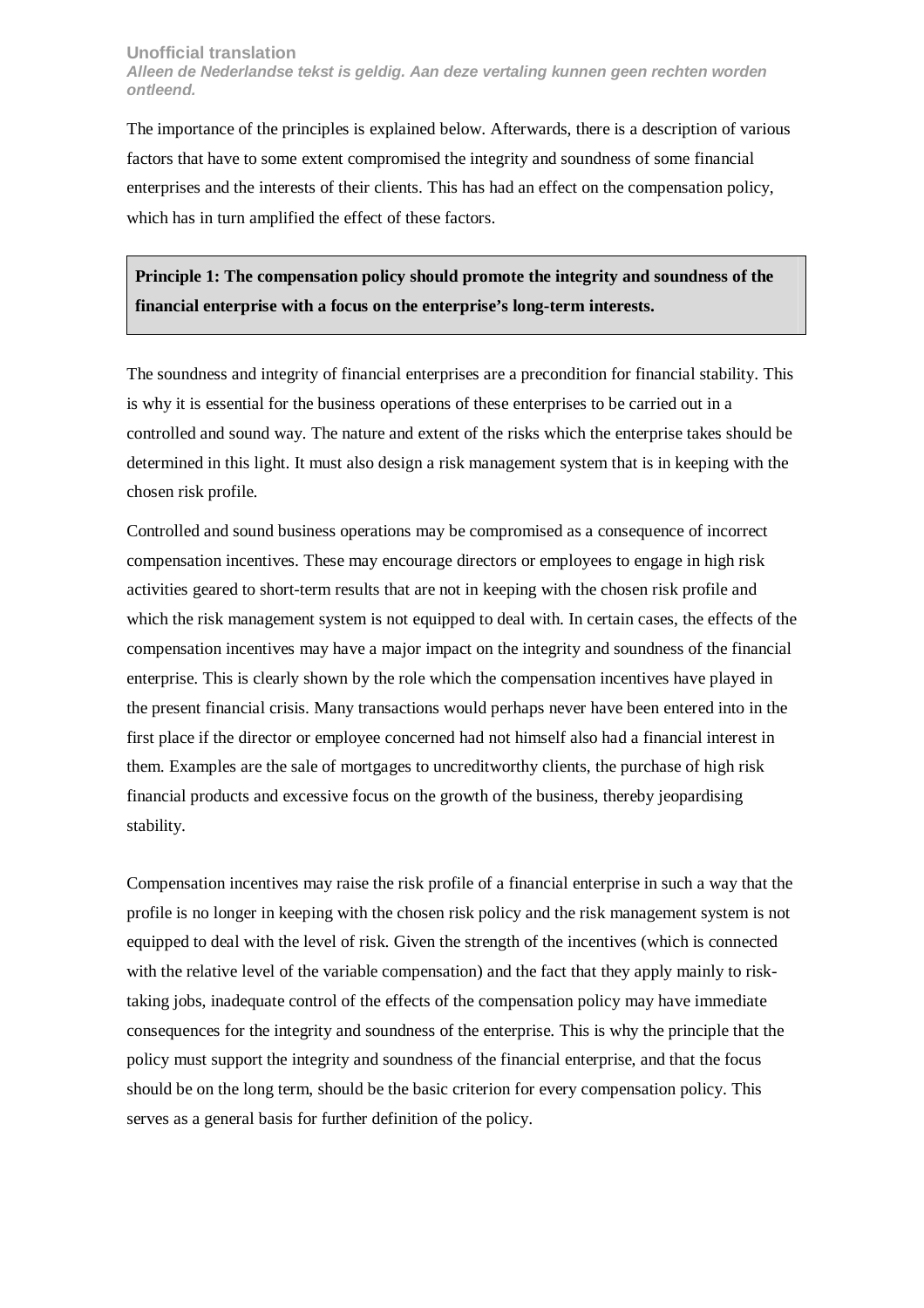The importance of the principles is explained below. Afterwards, there is a description of various factors that have to some extent compromised the integrity and soundness of some financial enterprises and the interests of their clients. This has had an effect on the compensation policy, which has in turn amplified the effect of these factors.

**Principle 1: The compensation policy should promote the integrity and soundness of the financial enterprise with a focus on the enterprise's long-term interests.**

The soundness and integrity of financial enterprises are a precondition for financial stability. This is why it is essential for the business operations of these enterprises to be carried out in a controlled and sound way. The nature and extent of the risks which the enterprise takes should be determined in this light. It must also design a risk management system that is in keeping with the chosen risk profile.

Controlled and sound business operations may be compromised as a consequence of incorrect compensation incentives. These may encourage directors or employees to engage in high risk activities geared to short-term results that are not in keeping with the chosen risk profile and which the risk management system is not equipped to deal with. In certain cases, the effects of the compensation incentives may have a major impact on the integrity and soundness of the financial enterprise. This is clearly shown by the role which the compensation incentives have played in the present financial crisis. Many transactions would perhaps never have been entered into in the first place if the director or employee concerned had not himself also had a financial interest in them. Examples are the sale of mortgages to uncreditworthy clients, the purchase of high risk financial products and excessive focus on the growth of the business, thereby jeopardising stability.

Compensation incentives may raise the risk profile of a financial enterprise in such a way that the profile is no longer in keeping with the chosen risk policy and the risk management system is not equipped to deal with the level of risk. Given the strength of the incentives (which is connected with the relative level of the variable compensation) and the fact that they apply mainly to risk-taking jobs, inadequate control of the effects of the compensation policy may have immediate consequences for the integrity and soundness of the enterprise. This is why the principle that the policy must support the integrity and soundness of the financial enterprise, and that the focus should be on the long term, should be the basic criterion for every compensation policy. This serves as a general basis for further definition of the policy.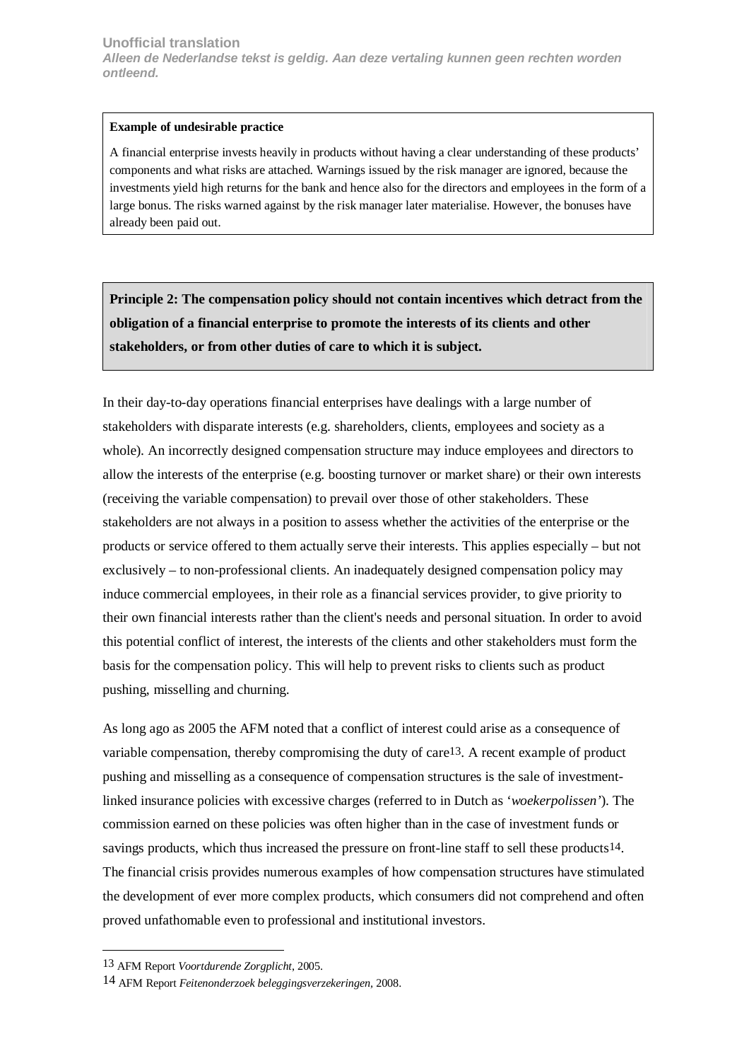**Example of undesirable practice**

A financial enterprise invests heavily in products without having a clear understanding of these products' components and what risks are attached. Warnings issued by the risk manager are ignored, because the investments yield high returns for the bank and hence also for the directors and employees in the form of a large bonus. The risks warned against by the risk manager later materialise. However, the bonuses have already been paid out.

**Principle 2: The compensation policy should not contain incentives which detract from the obligation of a financial enterprise to promote the interests of its clients and other stakeholders, or from other duties of care to which it is subject.**

In their day-to-day operations financial enterprises have dealings with a large number of stakeholders with disparate interests (e.g. shareholders, clients, employees and society as a whole). An incorrectly designed compensation structure may induce employees and directors to allow the interests of the enterprise (e.g. boosting turnover or market share) or their own interests (receiving the variable compensation) to prevail over those of other stakeholders. These stakeholders are not always in a position to assess whether the activities of the enterprise or the products or service offered to them actually serve their interests. This applies especially – but not exclusively – to non-professional clients. An inadequately designed compensation policy may induce commercial employees, in their role as a financial services provider, to give priority to their own financial interests rather than the client's needs and personal situation. In order to avoid this potential conflict of interest, the interests of the clients and other stakeholders must form the basis for the compensation policy. This will help to prevent risks to clients such as product pushing, misselling and churning.

As long ago as 2005 the AFM noted that a conflict of interest could arise as a consequence of variable compensation, thereby compromising the duty of care[13]. A recent example of product pushing and misselling as a consequence of compensation structures is the sale of investment-linked insurance policies with excessive charges (referred to in Dutch as '*woekerpolissen*'). The commission earned on these policies was often higher than in the case of investment funds or savings products, which thus increased the pressure on front-line staff to sell these products[14]. The financial crisis provides numerous examples of how compensation structures have stimulated the development of ever more complex products, which consumers did not comprehend and often proved unfathomable even to professional and institutional investors.

---

[13] AFM Report *Voortdurende Zorgplicht*, 2005.

[14] AFM Report *Feitenonderzoek beleggingsverzekeringen*, 2008.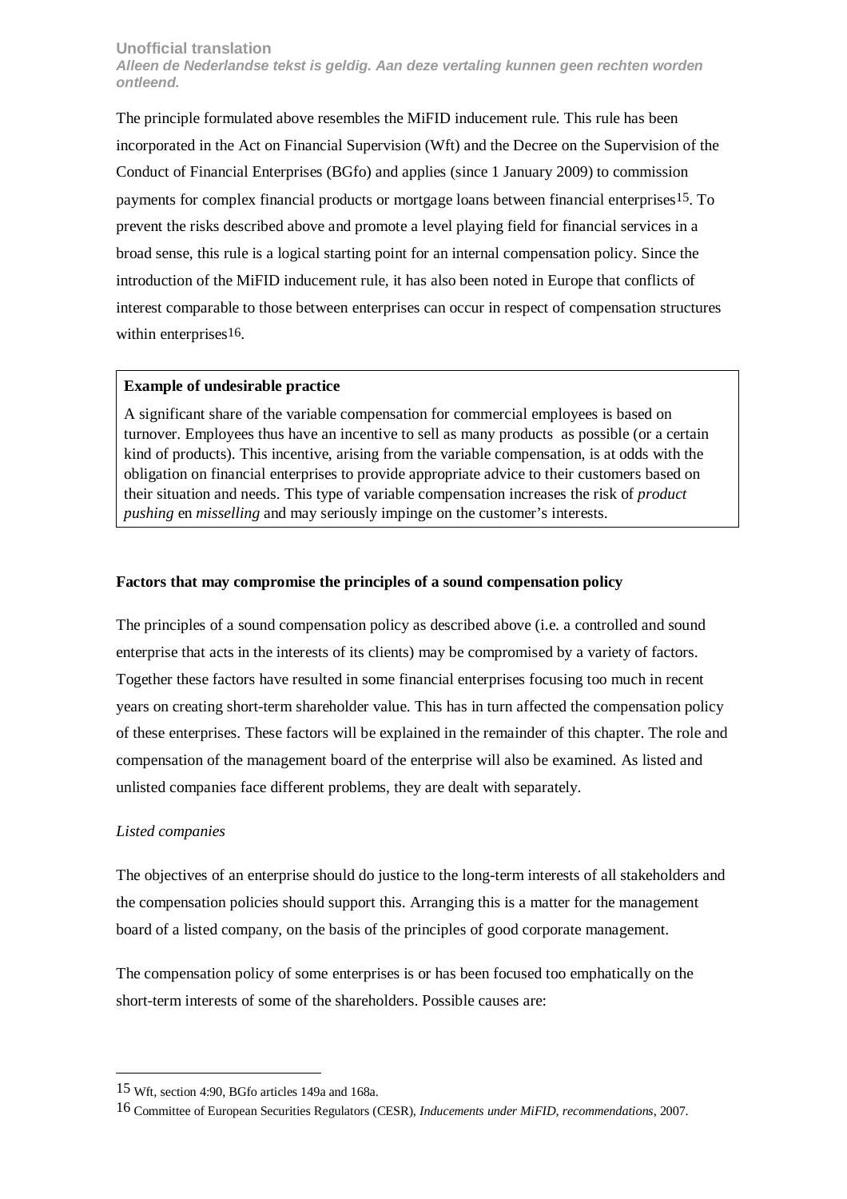The principle formulated above resembles the MiFID inducement rule. This rule has been incorporated in the Act on Financial Supervision (Wft) and the Decree on the Supervision of the Conduct of Financial Enterprises (BGfo) and applies (since 1 January 2009) to commission payments for complex financial products or mortgage loans between financial enterprises[15]. To prevent the risks described above and promote a level playing field for financial services in a broad sense, this rule is a logical starting point for an internal compensation policy. Since the introduction of the MiFID inducement rule, it has also been noted in Europe that conflicts of interest comparable to those between enterprises can occur in respect of compensation structures within enterprises[16].

> **Example of undesirable practice**
>
> A significant share of the variable compensation for commercial employees is based on turnover. Employees thus have an incentive to sell as many products as possible (or a certain kind of products). This incentive, arising from the variable compensation, is at odds with the obligation on financial enterprises to provide appropriate advice to their customers based on their situation and needs. This type of variable compensation increases the risk of *product pushing* en *misselling* and may seriously impinge on the customer's interests.

**Factors that may compromise the principles of a sound compensation policy**

The principles of a sound compensation policy as described above (i.e. a controlled and sound enterprise that acts in the interests of its clients) may be compromised by a variety of factors. Together these factors have resulted in some financial enterprises focusing too much in recent years on creating short-term shareholder value. This has in turn affected the compensation policy of these enterprises. These factors will be explained in the remainder of this chapter. The role and compensation of the management board of the enterprise will also be examined. As listed and unlisted companies face different problems, they are dealt with separately.

*Listed companies*

The objectives of an enterprise should do justice to the long-term interests of all stakeholders and the compensation policies should support this. Arranging this is a matter for the management board of a listed company, on the basis of the principles of good corporate management.

The compensation policy of some enterprises is or has been focused too emphatically on the short-term interests of some of the shareholders. Possible causes are:

---

[15] Wft, section 4:90, BGfo articles 149a and 168a.

[16] Committee of European Securities Regulators (CESR), *Inducements under MiFID, recommendations*, 2007.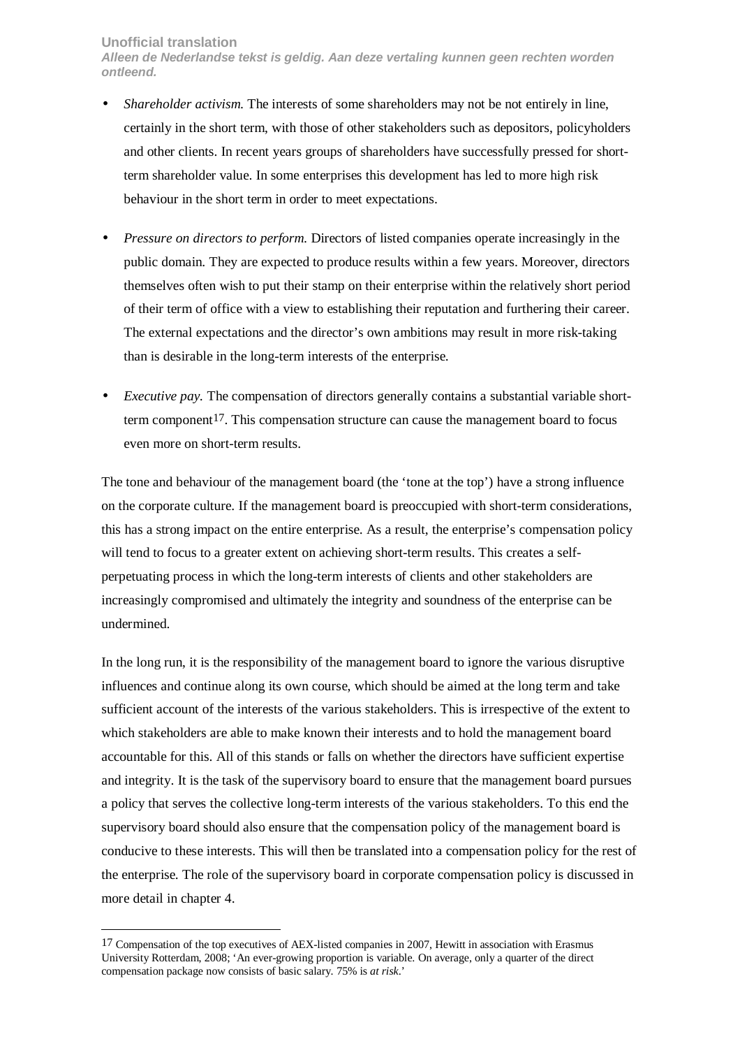- *Shareholder activism.* The interests of some shareholders may not be not entirely in line, certainly in the short term, with those of other stakeholders such as depositors, policyholders and other clients. In recent years groups of shareholders have successfully pressed for short-term shareholder value. In some enterprises this development has led to more high risk behaviour in the short term in order to meet expectations.

- *Pressure on directors to perform.* Directors of listed companies operate increasingly in the public domain. They are expected to produce results within a few years. Moreover, directors themselves often wish to put their stamp on their enterprise within the relatively short period of their term of office with a view to establishing their reputation and furthering their career. The external expectations and the director's own ambitions may result in more risk-taking than is desirable in the long-term interests of the enterprise.

- *Executive pay.* The compensation of directors generally contains a substantial variable short-term component[17]. This compensation structure can cause the management board to focus even more on short-term results.

The tone and behaviour of the management board (the 'tone at the top') have a strong influence on the corporate culture. If the management board is preoccupied with short-term considerations, this has a strong impact on the entire enterprise. As a result, the enterprise's compensation policy will tend to focus to a greater extent on achieving short-term results. This creates a self-perpetuating process in which the long-term interests of clients and other stakeholders are increasingly compromised and ultimately the integrity and soundness of the enterprise can be undermined.

In the long run, it is the responsibility of the management board to ignore the various disruptive influences and continue along its own course, which should be aimed at the long term and take sufficient account of the interests of the various stakeholders. This is irrespective of the extent to which stakeholders are able to make known their interests and to hold the management board accountable for this. All of this stands or falls on whether the directors have sufficient expertise and integrity. It is the task of the supervisory board to ensure that the management board pursues a policy that serves the collective long-term interests of the various stakeholders. To this end the supervisory board should also ensure that the compensation policy of the management board is conducive to these interests. This will then be translated into a compensation policy for the rest of the enterprise. The role of the supervisory board in corporate compensation policy is discussed in more detail in chapter 4.

[17] Compensation of the top executives of AEX-listed companies in 2007, Hewitt in association with Erasmus University Rotterdam, 2008; 'An ever-growing proportion is variable. On average, only a quarter of the direct compensation package now consists of basic salary. 75% is *at risk*.'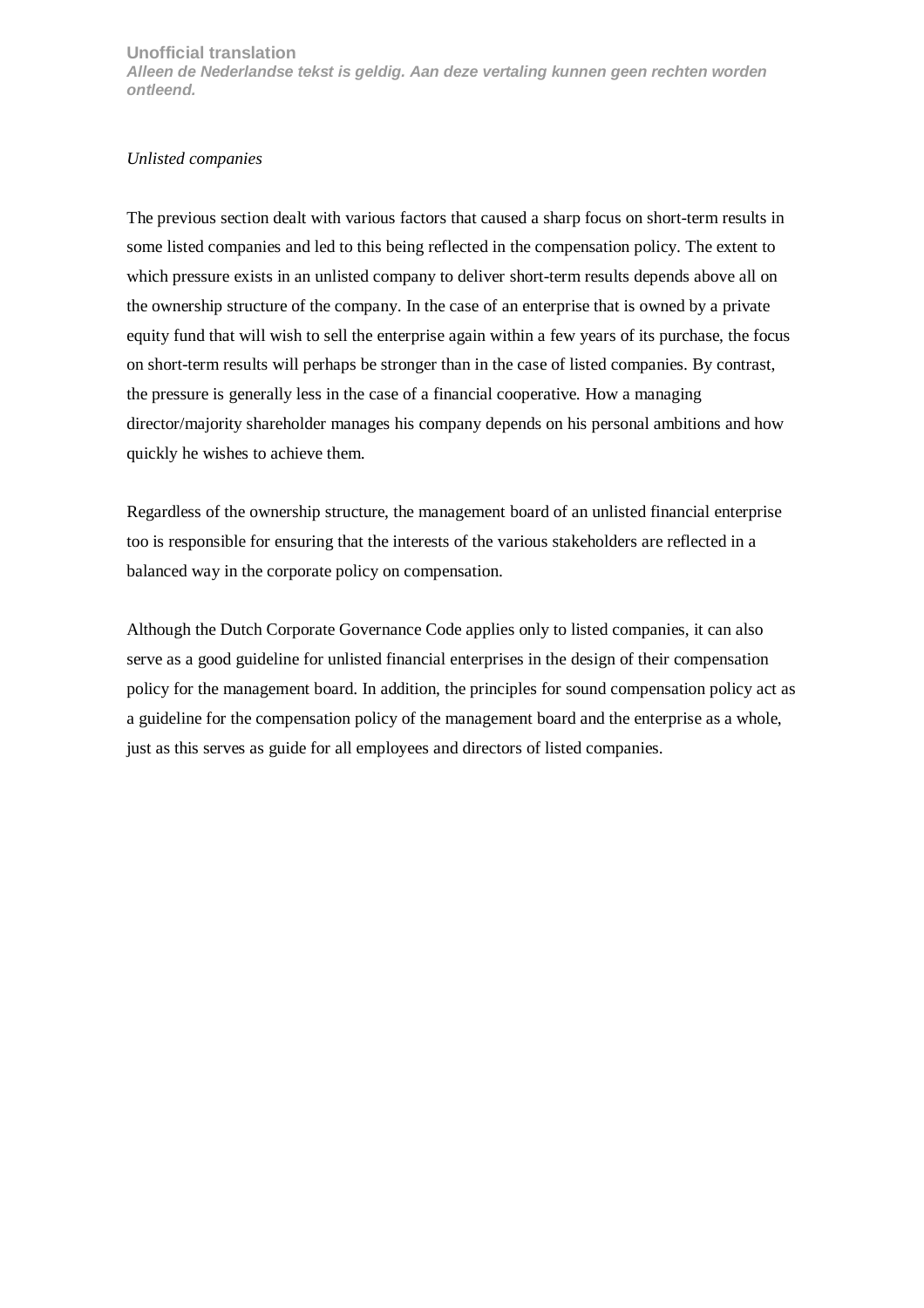*Unlisted companies*

The previous section dealt with various factors that caused a sharp focus on short-term results in some listed companies and led to this being reflected in the compensation policy. The extent to which pressure exists in an unlisted company to deliver short-term results depends above all on the ownership structure of the company. In the case of an enterprise that is owned by a private equity fund that will wish to sell the enterprise again within a few years of its purchase, the focus on short-term results will perhaps be stronger than in the case of listed companies. By contrast, the pressure is generally less in the case of a financial cooperative. How a managing director/majority shareholder manages his company depends on his personal ambitions and how quickly he wishes to achieve them.

Regardless of the ownership structure, the management board of an unlisted financial enterprise too is responsible for ensuring that the interests of the various stakeholders are reflected in a balanced way in the corporate policy on compensation.

Although the Dutch Corporate Governance Code applies only to listed companies, it can also serve as a good guideline for unlisted financial enterprises in the design of their compensation policy for the management board. In addition, the principles for sound compensation policy act as a guideline for the compensation policy of the management board and the enterprise as a whole, just as this serves as guide for all employees and directors of listed companies.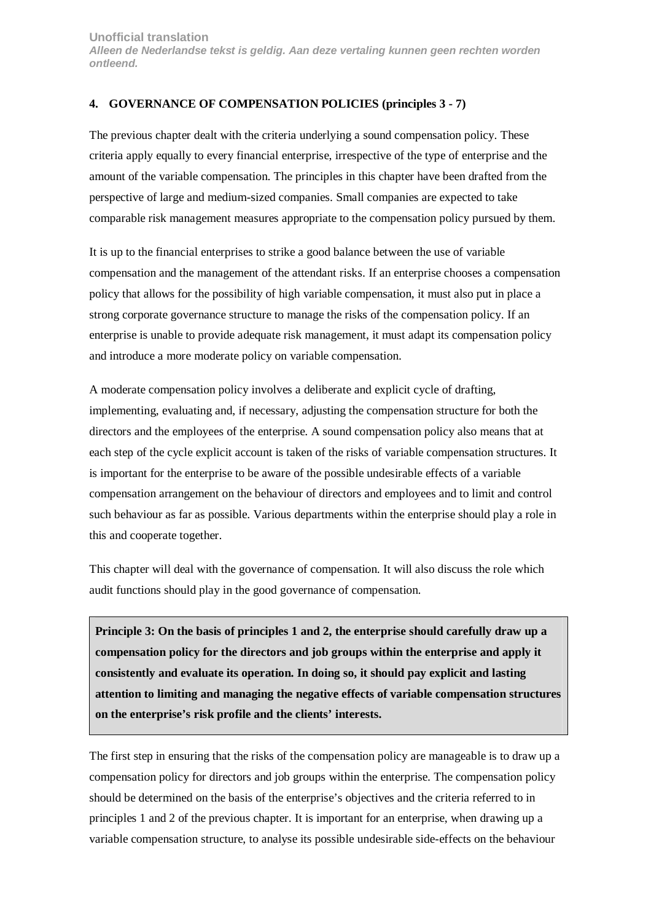## 4. GOVERNANCE OF COMPENSATION POLICIES (principles 3 - 7)

The previous chapter dealt with the criteria underlying a sound compensation policy. These criteria apply equally to every financial enterprise, irrespective of the type of enterprise and the amount of the variable compensation. The principles in this chapter have been drafted from the perspective of large and medium-sized companies. Small companies are expected to take comparable risk management measures appropriate to the compensation policy pursued by them.

It is up to the financial enterprises to strike a good balance between the use of variable compensation and the management of the attendant risks. If an enterprise chooses a compensation policy that allows for the possibility of high variable compensation, it must also put in place a strong corporate governance structure to manage the risks of the compensation policy. If an enterprise is unable to provide adequate risk management, it must adapt its compensation policy and introduce a more moderate policy on variable compensation.

A moderate compensation policy involves a deliberate and explicit cycle of drafting, implementing, evaluating and, if necessary, adjusting the compensation structure for both the directors and the employees of the enterprise. A sound compensation policy also means that at each step of the cycle explicit account is taken of the risks of variable compensation structures. It is important for the enterprise to be aware of the possible undesirable effects of a variable compensation arrangement on the behaviour of directors and employees and to limit and control such behaviour as far as possible. Various departments within the enterprise should play a role in this and cooperate together.

This chapter will deal with the governance of compensation. It will also discuss the role which audit functions should play in the good governance of compensation.

**Principle 3: On the basis of principles 1 and 2, the enterprise should carefully draw up a compensation policy for the directors and job groups within the enterprise and apply it consistently and evaluate its operation. In doing so, it should pay explicit and lasting attention to limiting and managing the negative effects of variable compensation structures on the enterprise's risk profile and the clients' interests.**

The first step in ensuring that the risks of the compensation policy are manageable is to draw up a compensation policy for directors and job groups within the enterprise. The compensation policy should be determined on the basis of the enterprise's objectives and the criteria referred to in principles 1 and 2 of the previous chapter. It is important for an enterprise, when drawing up a variable compensation structure, to analyse its possible undesirable side-effects on the behaviour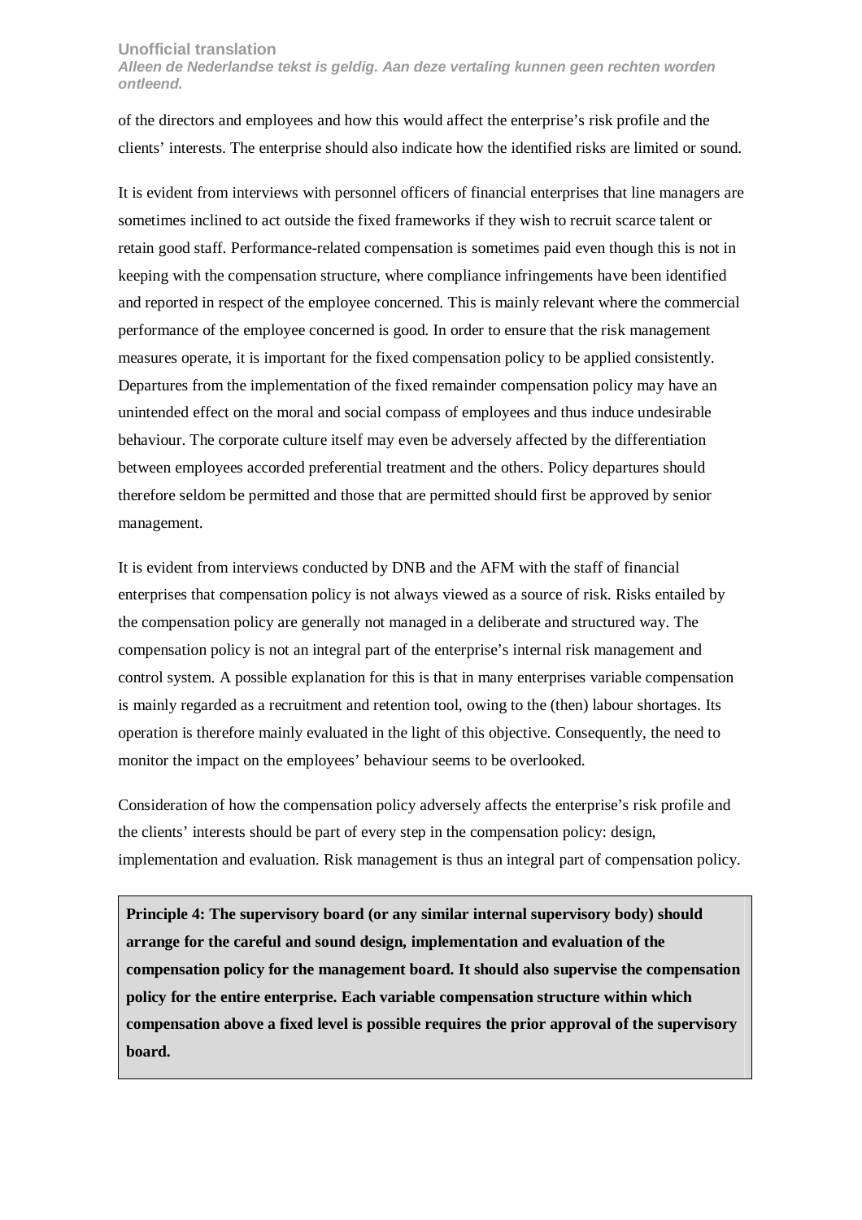of the directors and employees and how this would affect the enterprise's risk profile and the clients' interests. The enterprise should also indicate how the identified risks are limited or sound.

It is evident from interviews with personnel officers of financial enterprises that line managers are sometimes inclined to act outside the fixed frameworks if they wish to recruit scarce talent or retain good staff. Performance-related compensation is sometimes paid even though this is not in keeping with the compensation structure, where compliance infringements have been identified and reported in respect of the employee concerned. This is mainly relevant where the commercial performance of the employee concerned is good. In order to ensure that the risk management measures operate, it is important for the fixed compensation policy to be applied consistently. Departures from the implementation of the fixed remainder compensation policy may have an unintended effect on the moral and social compass of employees and thus induce undesirable behaviour. The corporate culture itself may even be adversely affected by the differentiation between employees accorded preferential treatment and the others. Policy departures should therefore seldom be permitted and those that are permitted should first be approved by senior management.

It is evident from interviews conducted by DNB and the AFM with the staff of financial enterprises that compensation policy is not always viewed as a source of risk. Risks entailed by the compensation policy are generally not managed in a deliberate and structured way. The compensation policy is not an integral part of the enterprise's internal risk management and control system. A possible explanation for this is that in many enterprises variable compensation is mainly regarded as a recruitment and retention tool, owing to the (then) labour shortages. Its operation is therefore mainly evaluated in the light of this objective. Consequently, the need to monitor the impact on the employees' behaviour seems to be overlooked.

Consideration of how the compensation policy adversely affects the enterprise's risk profile and the clients' interests should be part of every step in the compensation policy: design, implementation and evaluation. Risk management is thus an integral part of compensation policy.

**Principle 4: The supervisory board (or any similar internal supervisory body) should arrange for the careful and sound design, implementation and evaluation of the compensation policy for the management board. It should also supervise the compensation policy for the entire enterprise. Each variable compensation structure within which compensation above a fixed level is possible requires the prior approval of the supervisory board.**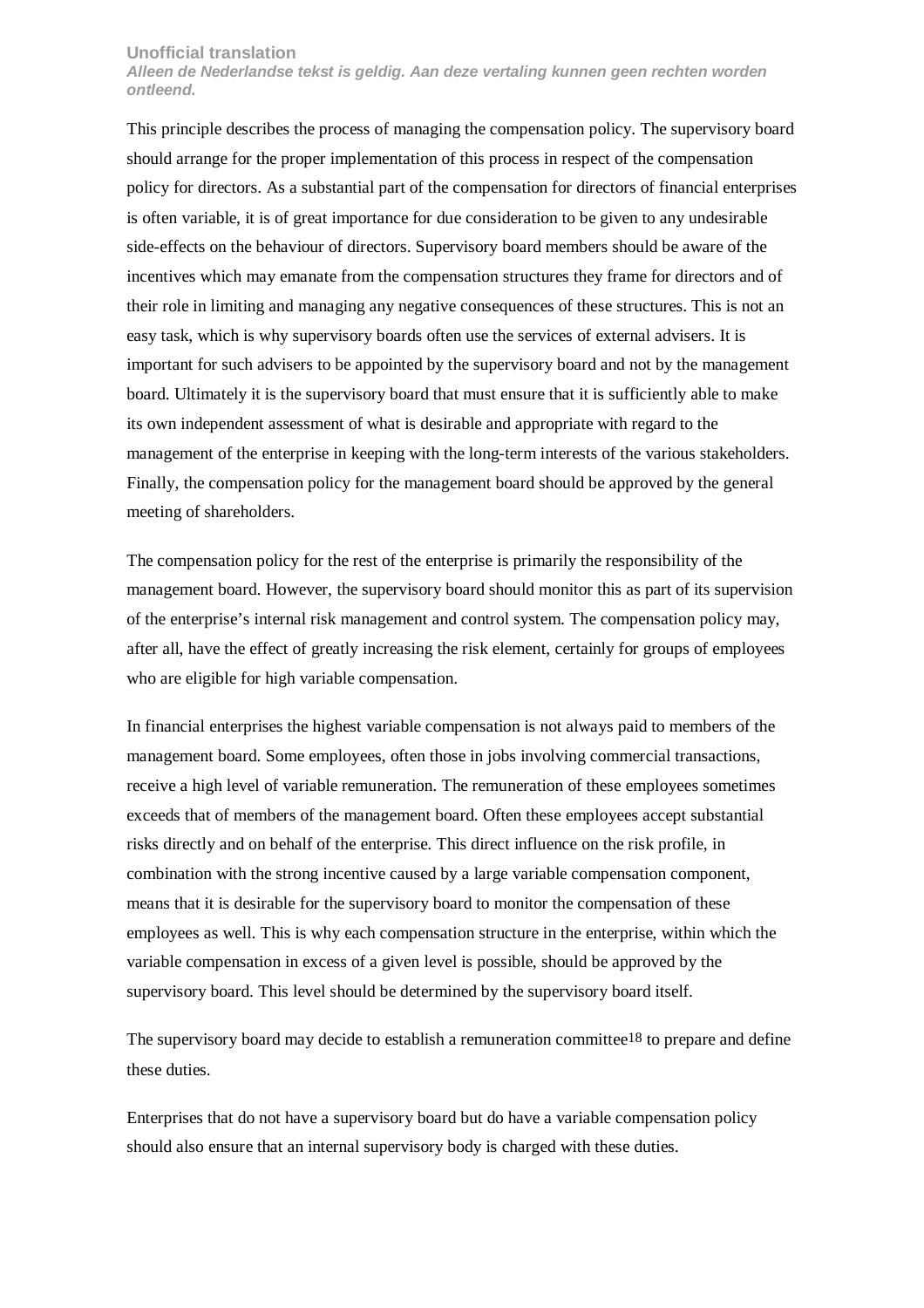This principle describes the process of managing the compensation policy. The supervisory board should arrange for the proper implementation of this process in respect of the compensation policy for directors. As a substantial part of the compensation for directors of financial enterprises is often variable, it is of great importance for due consideration to be given to any undesirable side-effects on the behaviour of directors. Supervisory board members should be aware of the incentives which may emanate from the compensation structures they frame for directors and of their role in limiting and managing any negative consequences of these structures. This is not an easy task, which is why supervisory boards often use the services of external advisers. It is important for such advisers to be appointed by the supervisory board and not by the management board. Ultimately it is the supervisory board that must ensure that it is sufficiently able to make its own independent assessment of what is desirable and appropriate with regard to the management of the enterprise in keeping with the long-term interests of the various stakeholders. Finally, the compensation policy for the management board should be approved by the general meeting of shareholders.

The compensation policy for the rest of the enterprise is primarily the responsibility of the management board. However, the supervisory board should monitor this as part of its supervision of the enterprise's internal risk management and control system. The compensation policy may, after all, have the effect of greatly increasing the risk element, certainly for groups of employees who are eligible for high variable compensation.

In financial enterprises the highest variable compensation is not always paid to members of the management board. Some employees, often those in jobs involving commercial transactions, receive a high level of variable remuneration. The remuneration of these employees sometimes exceeds that of members of the management board. Often these employees accept substantial risks directly and on behalf of the enterprise. This direct influence on the risk profile, in combination with the strong incentive caused by a large variable compensation component, means that it is desirable for the supervisory board to monitor the compensation of these employees as well. This is why each compensation structure in the enterprise, within which the variable compensation in excess of a given level is possible, should be approved by the supervisory board. This level should be determined by the supervisory board itself.

The supervisory board may decide to establish a remuneration committee[18] to prepare and define these duties.

Enterprises that do not have a supervisory board but do have a variable compensation policy should also ensure that an internal supervisory body is charged with these duties.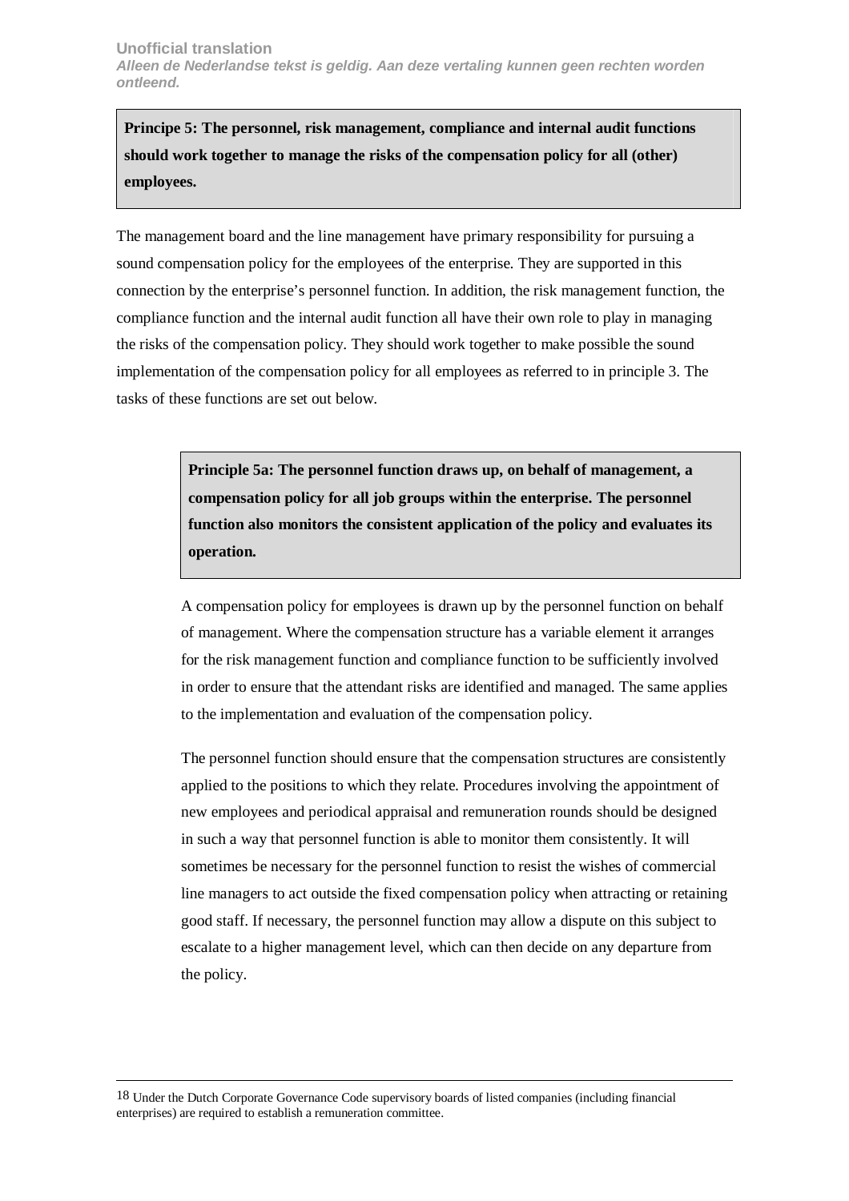**Principe 5: The personnel, risk management, compliance and internal audit functions should work together to manage the risks of the compensation policy for all (other) employees.**

The management board and the line management have primary responsibility for pursuing a sound compensation policy for the employees of the enterprise. They are supported in this connection by the enterprise's personnel function. In addition, the risk management function, the compliance function and the internal audit function all have their own role to play in managing the risks of the compensation policy. They should work together to make possible the sound implementation of the compensation policy for all employees as referred to in principle 3. The tasks of these functions are set out below.

**Principle 5a: The personnel function draws up, on behalf of management, a compensation policy for all job groups within the enterprise. The personnel function also monitors the consistent application of the policy and evaluates its operation.**

A compensation policy for employees is drawn up by the personnel function on behalf of management. Where the compensation structure has a variable element it arranges for the risk management function and compliance function to be sufficiently involved in order to ensure that the attendant risks are identified and managed. The same applies to the implementation and evaluation of the compensation policy.

The personnel function should ensure that the compensation structures are consistently applied to the positions to which they relate. Procedures involving the appointment of new employees and periodical appraisal and remuneration rounds should be designed in such a way that personnel function is able to monitor them consistently. It will sometimes be necessary for the personnel function to resist the wishes of commercial line managers to act outside the fixed compensation policy when attracting or retaining good staff. If necessary, the personnel function may allow a dispute on this subject to escalate to a higher management level, which can then decide on any departure from the policy.

---

[18] Under the Dutch Corporate Governance Code supervisory boards of listed companies (including financial enterprises) are required to establish a remuneration committee.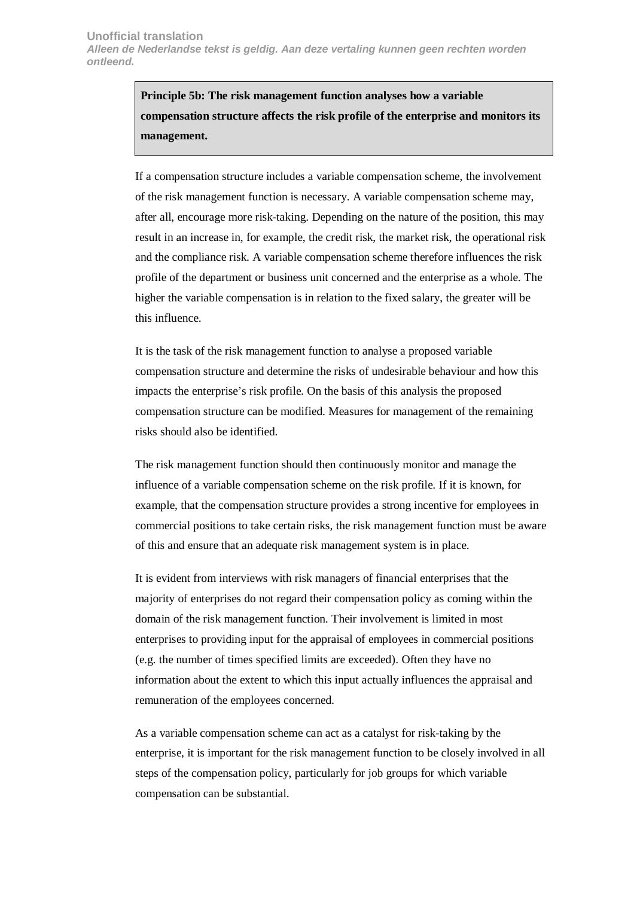**Principle 5b: The risk management function analyses how a variable compensation structure affects the risk profile of the enterprise and monitors its management.**

If a compensation structure includes a variable compensation scheme, the involvement of the risk management function is necessary. A variable compensation scheme may, after all, encourage more risk-taking. Depending on the nature of the position, this may result in an increase in, for example, the credit risk, the market risk, the operational risk and the compliance risk. A variable compensation scheme therefore influences the risk profile of the department or business unit concerned and the enterprise as a whole. The higher the variable compensation is in relation to the fixed salary, the greater will be this influence.

It is the task of the risk management function to analyse a proposed variable compensation structure and determine the risks of undesirable behaviour and how this impacts the enterprise's risk profile. On the basis of this analysis the proposed compensation structure can be modified. Measures for management of the remaining risks should also be identified.

The risk management function should then continuously monitor and manage the influence of a variable compensation scheme on the risk profile. If it is known, for example, that the compensation structure provides a strong incentive for employees in commercial positions to take certain risks, the risk management function must be aware of this and ensure that an adequate risk management system is in place.

It is evident from interviews with risk managers of financial enterprises that the majority of enterprises do not regard their compensation policy as coming within the domain of the risk management function. Their involvement is limited in most enterprises to providing input for the appraisal of employees in commercial positions (e.g. the number of times specified limits are exceeded). Often they have no information about the extent to which this input actually influences the appraisal and remuneration of the employees concerned.

As a variable compensation scheme can act as a catalyst for risk-taking by the enterprise, it is important for the risk management function to be closely involved in all steps of the compensation policy, particularly for job groups for which variable compensation can be substantial.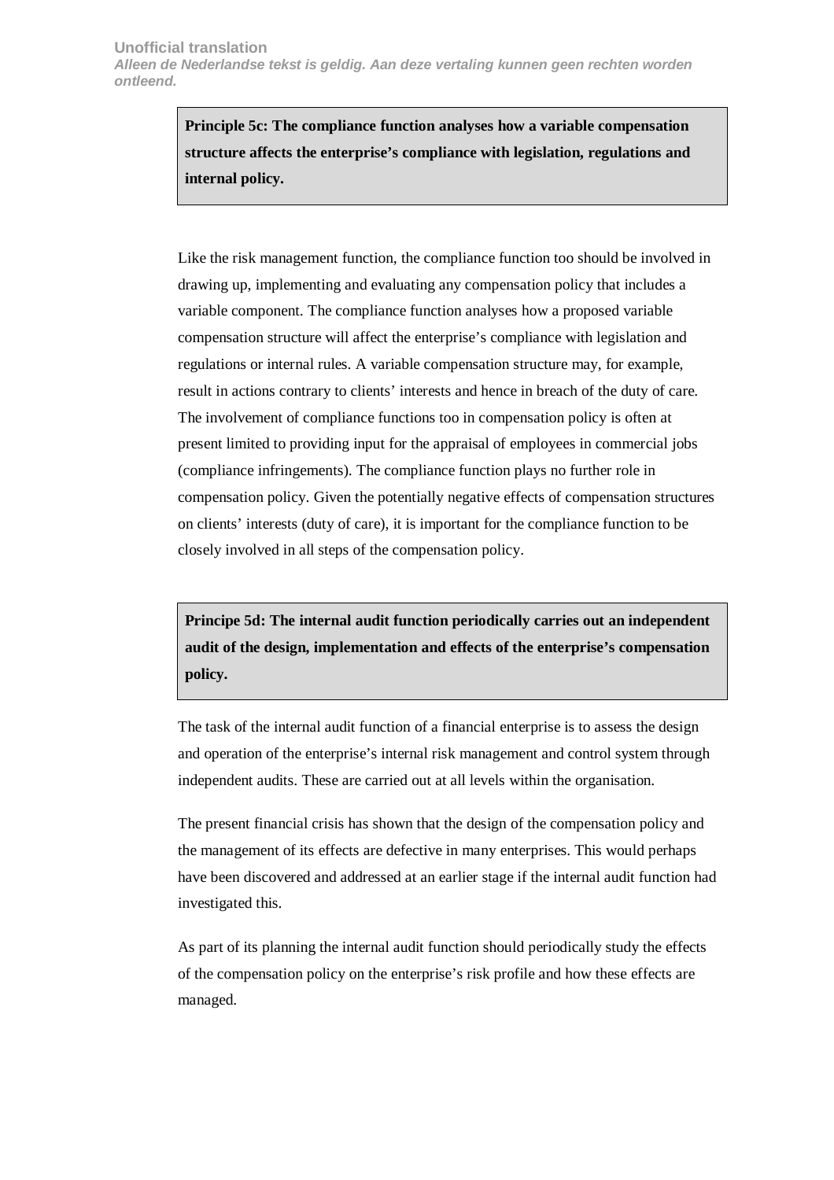**Principle 5c: The compliance function analyses how a variable compensation structure affects the enterprise's compliance with legislation, regulations and internal policy.**

Like the risk management function, the compliance function too should be involved in drawing up, implementing and evaluating any compensation policy that includes a variable component. The compliance function analyses how a proposed variable compensation structure will affect the enterprise's compliance with legislation and regulations or internal rules. A variable compensation structure may, for example, result in actions contrary to clients' interests and hence in breach of the duty of care. The involvement of compliance functions too in compensation policy is often at present limited to providing input for the appraisal of employees in commercial jobs (compliance infringements). The compliance function plays no further role in compensation policy. Given the potentially negative effects of compensation structures on clients' interests (duty of care), it is important for the compliance function to be closely involved in all steps of the compensation policy.

**Principe 5d: The internal audit function periodically carries out an independent audit of the design, implementation and effects of the enterprise's compensation policy.**

The task of the internal audit function of a financial enterprise is to assess the design and operation of the enterprise's internal risk management and control system through independent audits. These are carried out at all levels within the organisation.

The present financial crisis has shown that the design of the compensation policy and the management of its effects are defective in many enterprises. This would perhaps have been discovered and addressed at an earlier stage if the internal audit function had investigated this.

As part of its planning the internal audit function should periodically study the effects of the compensation policy on the enterprise's risk profile and how these effects are managed.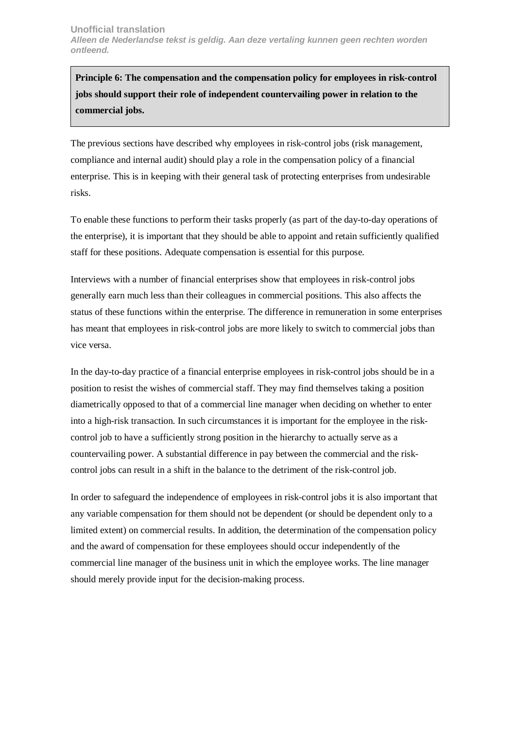**Principle 6: The compensation and the compensation policy for employees in risk-control jobs should support their role of independent countervailing power in relation to the commercial jobs.**

The previous sections have described why employees in risk-control jobs (risk management, compliance and internal audit) should play a role in the compensation policy of a financial enterprise. This is in keeping with their general task of protecting enterprises from undesirable risks.

To enable these functions to perform their tasks properly (as part of the day-to-day operations of the enterprise), it is important that they should be able to appoint and retain sufficiently qualified staff for these positions. Adequate compensation is essential for this purpose.

Interviews with a number of financial enterprises show that employees in risk-control jobs generally earn much less than their colleagues in commercial positions. This also affects the status of these functions within the enterprise. The difference in remuneration in some enterprises has meant that employees in risk-control jobs are more likely to switch to commercial jobs than vice versa.

In the day-to-day practice of a financial enterprise employees in risk-control jobs should be in a position to resist the wishes of commercial staff. They may find themselves taking a position diametrically opposed to that of a commercial line manager when deciding on whether to enter into a high-risk transaction. In such circumstances it is important for the employee in the risk-control job to have a sufficiently strong position in the hierarchy to actually serve as a countervailing power. A substantial difference in pay between the commercial and the risk-control jobs can result in a shift in the balance to the detriment of the risk-control job.

In order to safeguard the independence of employees in risk-control jobs it is also important that any variable compensation for them should not be dependent (or should be dependent only to a limited extent) on commercial results. In addition, the determination of the compensation policy and the award of compensation for these employees should occur independently of the commercial line manager of the business unit in which the employee works. The line manager should merely provide input for the decision-making process.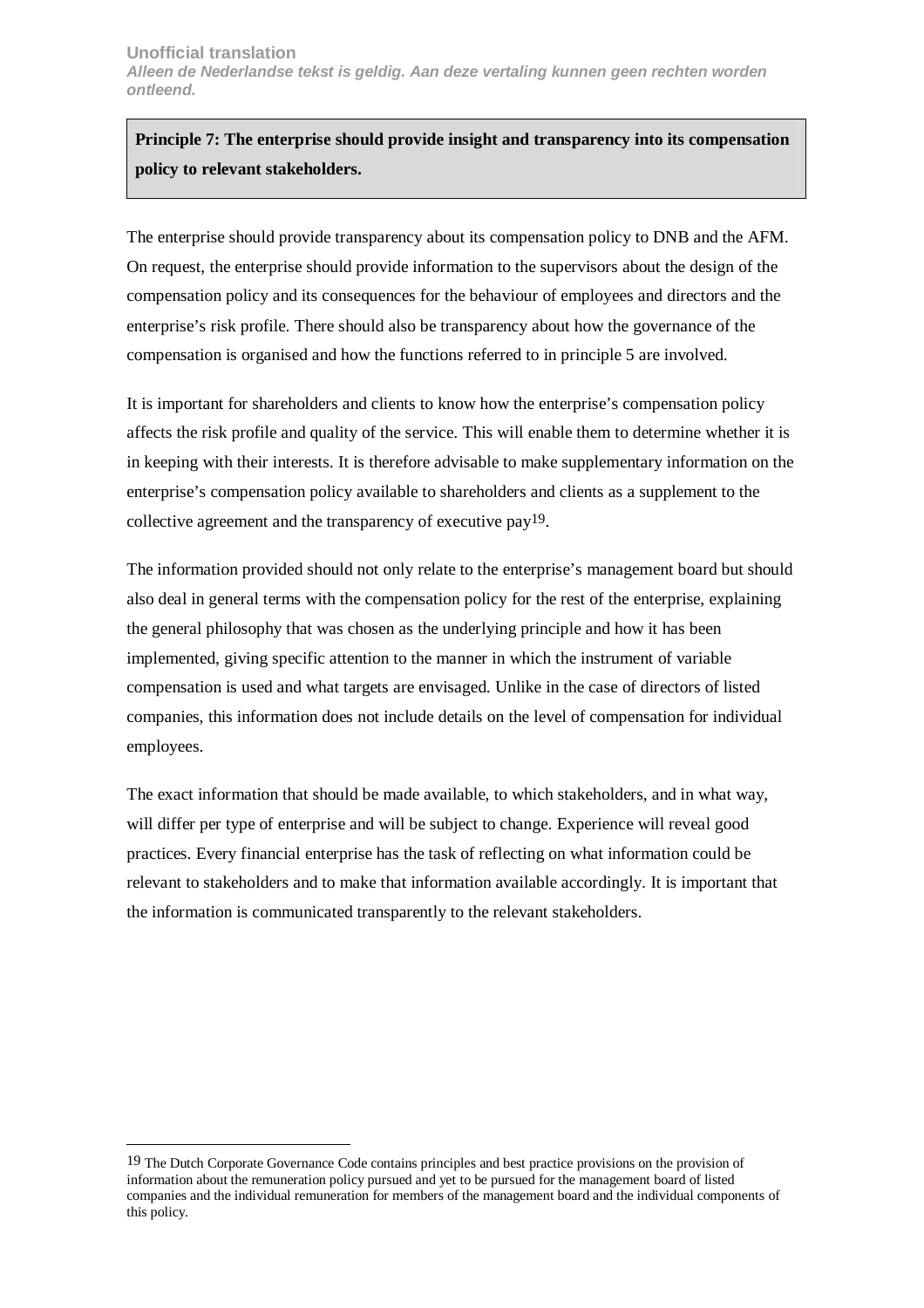**Principle 7: The enterprise should provide insight and transparency into its compensation policy to relevant stakeholders.**

The enterprise should provide transparency about its compensation policy to DNB and the AFM. On request, the enterprise should provide information to the supervisors about the design of the compensation policy and its consequences for the behaviour of employees and directors and the enterprise's risk profile. There should also be transparency about how the governance of the compensation is organised and how the functions referred to in principle 5 are involved.

It is important for shareholders and clients to know how the enterprise's compensation policy affects the risk profile and quality of the service. This will enable them to determine whether it is in keeping with their interests. It is therefore advisable to make supplementary information on the enterprise's compensation policy available to shareholders and clients as a supplement to the collective agreement and the transparency of executive pay[19].

The information provided should not only relate to the enterprise's management board but should also deal in general terms with the compensation policy for the rest of the enterprise, explaining the general philosophy that was chosen as the underlying principle and how it has been implemented, giving specific attention to the manner in which the instrument of variable compensation is used and what targets are envisaged. Unlike in the case of directors of listed companies, this information does not include details on the level of compensation for individual employees.

The exact information that should be made available, to which stakeholders, and in what way, will differ per type of enterprise and will be subject to change. Experience will reveal good practices. Every financial enterprise has the task of reflecting on what information could be relevant to stakeholders and to make that information available accordingly. It is important that the information is communicated transparently to the relevant stakeholders.

---

[19] The Dutch Corporate Governance Code contains principles and best practice provisions on the provision of information about the remuneration policy pursued and yet to be pursued for the management board of listed companies and the individual remuneration for members of the management board and the individual components of this policy.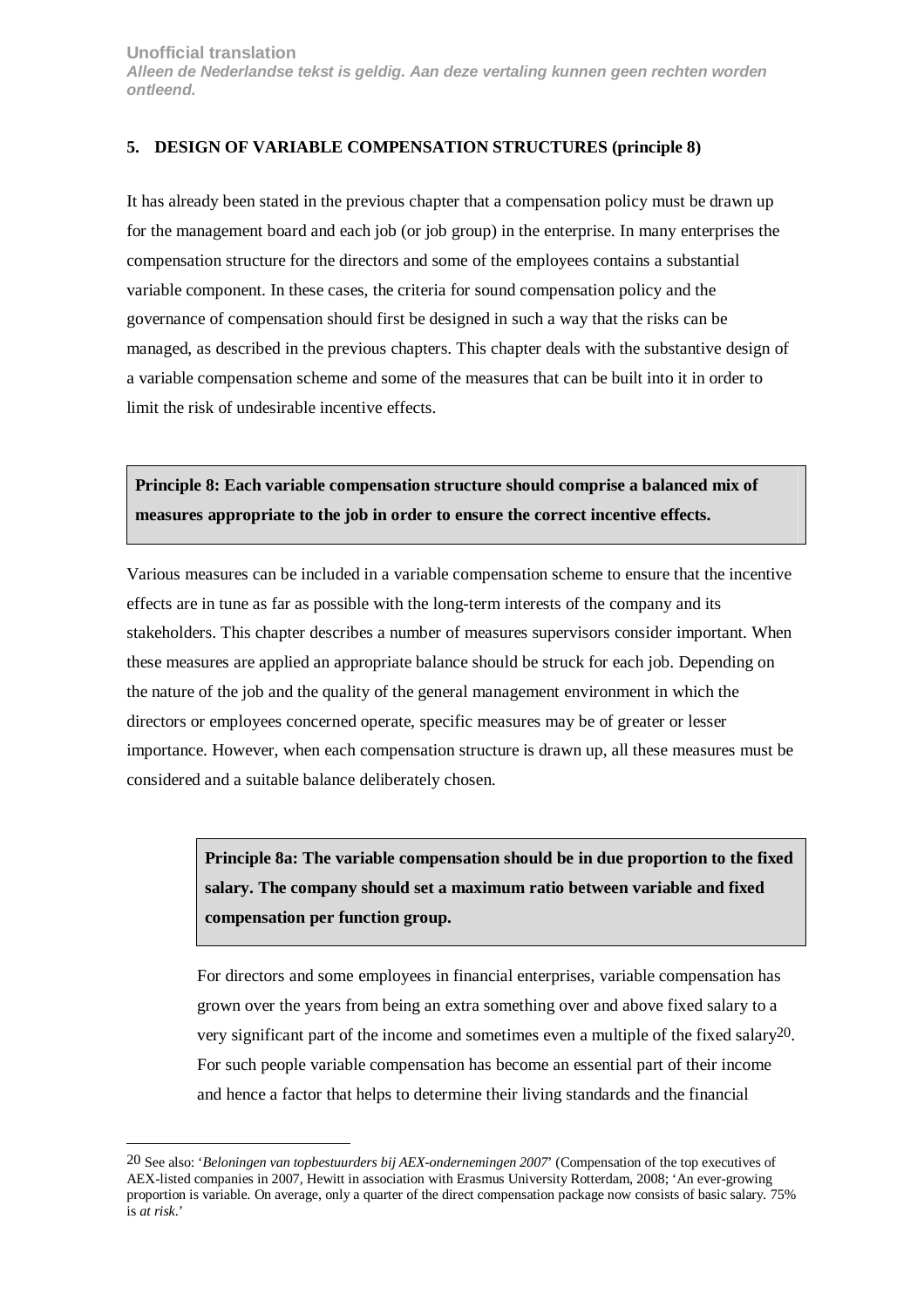## 5. DESIGN OF VARIABLE COMPENSATION STRUCTURES (principle 8)

It has already been stated in the previous chapter that a compensation policy must be drawn up for the management board and each job (or job group) in the enterprise. In many enterprises the compensation structure for the directors and some of the employees contains a substantial variable component. In these cases, the criteria for sound compensation policy and the governance of compensation should first be designed in such a way that the risks can be managed, as described in the previous chapters. This chapter deals with the substantive design of a variable compensation scheme and some of the measures that can be built into it in order to limit the risk of undesirable incentive effects.

**Principle 8: Each variable compensation structure should comprise a balanced mix of measures appropriate to the job in order to ensure the correct incentive effects.**

Various measures can be included in a variable compensation scheme to ensure that the incentive effects are in tune as far as possible with the long-term interests of the company and its stakeholders. This chapter describes a number of measures supervisors consider important. When these measures are applied an appropriate balance should be struck for each job. Depending on the nature of the job and the quality of the general management environment in which the directors or employees concerned operate, specific measures may be of greater or lesser importance. However, when each compensation structure is drawn up, all these measures must be considered and a suitable balance deliberately chosen.

**Principle 8a: The variable compensation should be in due proportion to the fixed salary. The company should set a maximum ratio between variable and fixed compensation per function group.**

For directors and some employees in financial enterprises, variable compensation has grown over the years from being an extra something over and above fixed salary to a very significant part of the income and sometimes even a multiple of the fixed salary[20]. For such people variable compensation has become an essential part of their income and hence a factor that helps to determine their living standards and the financial

---

[20] See also: '*Beloningen van topbestuurders bij AEX-ondernemingen 2007*' (Compensation of the top executives of AEX-listed companies in 2007, Hewitt in association with Erasmus University Rotterdam, 2008; 'An ever-growing proportion is variable. On average, only a quarter of the direct compensation package now consists of basic salary. 75% is *at risk*.'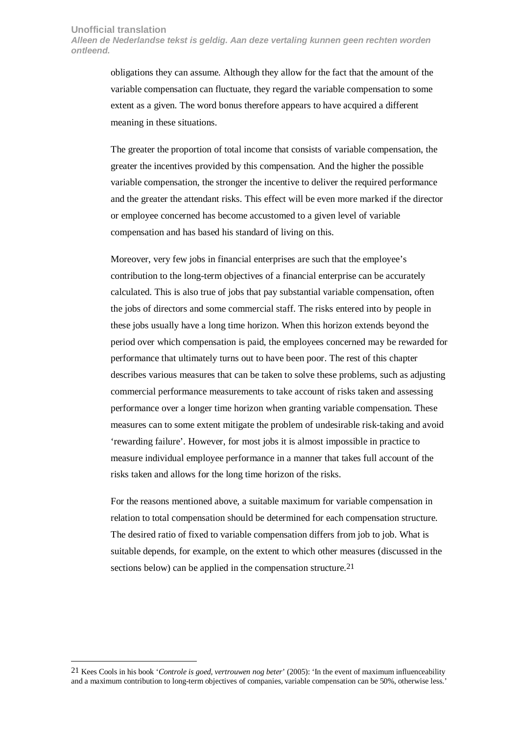obligations they can assume. Although they allow for the fact that the amount of the variable compensation can fluctuate, they regard the variable compensation to some extent as a given. The word bonus therefore appears to have acquired a different meaning in these situations.

The greater the proportion of total income that consists of variable compensation, the greater the incentives provided by this compensation. And the higher the possible variable compensation, the stronger the incentive to deliver the required performance and the greater the attendant risks. This effect will be even more marked if the director or employee concerned has become accustomed to a given level of variable compensation and has based his standard of living on this.

Moreover, very few jobs in financial enterprises are such that the employee's contribution to the long-term objectives of a financial enterprise can be accurately calculated. This is also true of jobs that pay substantial variable compensation, often the jobs of directors and some commercial staff. The risks entered into by people in these jobs usually have a long time horizon. When this horizon extends beyond the period over which compensation is paid, the employees concerned may be rewarded for performance that ultimately turns out to have been poor. The rest of this chapter describes various measures that can be taken to solve these problems, such as adjusting commercial performance measurements to take account of risks taken and assessing performance over a longer time horizon when granting variable compensation. These measures can to some extent mitigate the problem of undesirable risk-taking and avoid 'rewarding failure'. However, for most jobs it is almost impossible in practice to measure individual employee performance in a manner that takes full account of the risks taken and allows for the long time horizon of the risks.

For the reasons mentioned above, a suitable maximum for variable compensation in relation to total compensation should be determined for each compensation structure. The desired ratio of fixed to variable compensation differs from job to job. What is suitable depends, for example, on the extent to which other measures (discussed in the sections below) can be applied in the compensation structure.[21]

---

[21] Kees Cools in his book '*Controle is goed, vertrouwen nog beter*' (2005): 'In the event of maximum influenceability and a maximum contribution to long-term objectives of companies, variable compensation can be 50%, otherwise less.'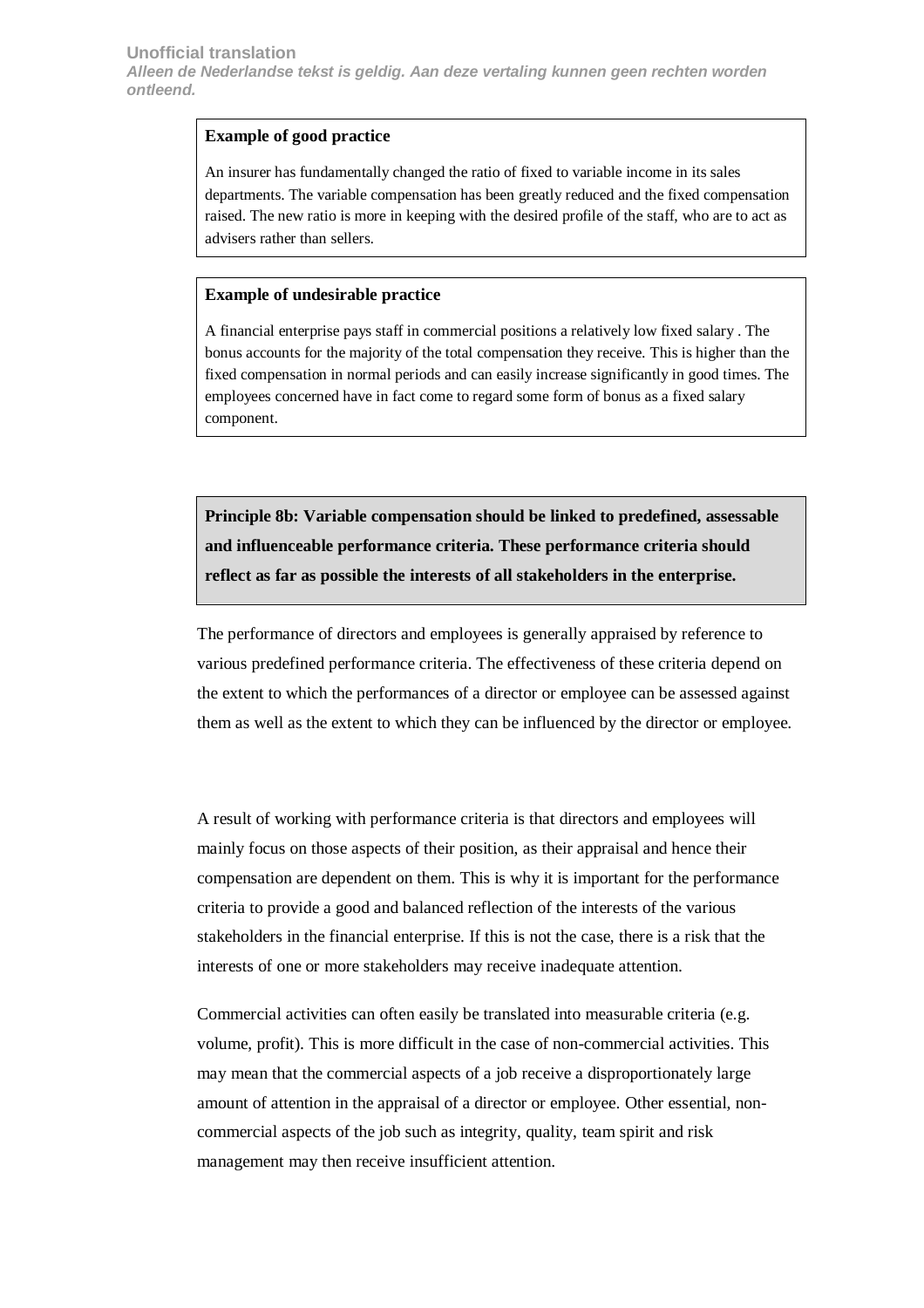**Example of good practice**

An insurer has fundamentally changed the ratio of fixed to variable income in its sales departments. The variable compensation has been greatly reduced and the fixed compensation raised. The new ratio is more in keeping with the desired profile of the staff, who are to act as advisers rather than sellers.

**Example of undesirable practice**

A financial enterprise pays staff in commercial positions a relatively low fixed salary . The bonus accounts for the majority of the total compensation they receive. This is higher than the fixed compensation in normal periods and can easily increase significantly in good times. The employees concerned have in fact come to regard some form of bonus as a fixed salary component.

**Principle 8b: Variable compensation should be linked to predefined, assessable and influenceable performance criteria. These performance criteria should reflect as far as possible the interests of all stakeholders in the enterprise.**

The performance of directors and employees is generally appraised by reference to various predefined performance criteria. The effectiveness of these criteria depend on the extent to which the performances of a director or employee can be assessed against them as well as the extent to which they can be influenced by the director or employee.

A result of working with performance criteria is that directors and employees will mainly focus on those aspects of their position, as their appraisal and hence their compensation are dependent on them. This is why it is important for the performance criteria to provide a good and balanced reflection of the interests of the various stakeholders in the financial enterprise. If this is not the case, there is a risk that the interests of one or more stakeholders may receive inadequate attention.

Commercial activities can often easily be translated into measurable criteria (e.g. volume, profit). This is more difficult in the case of non-commercial activities. This may mean that the commercial aspects of a job receive a disproportionately large amount of attention in the appraisal of a director or employee. Other essential, non-commercial aspects of the job such as integrity, quality, team spirit and risk management may then receive insufficient attention.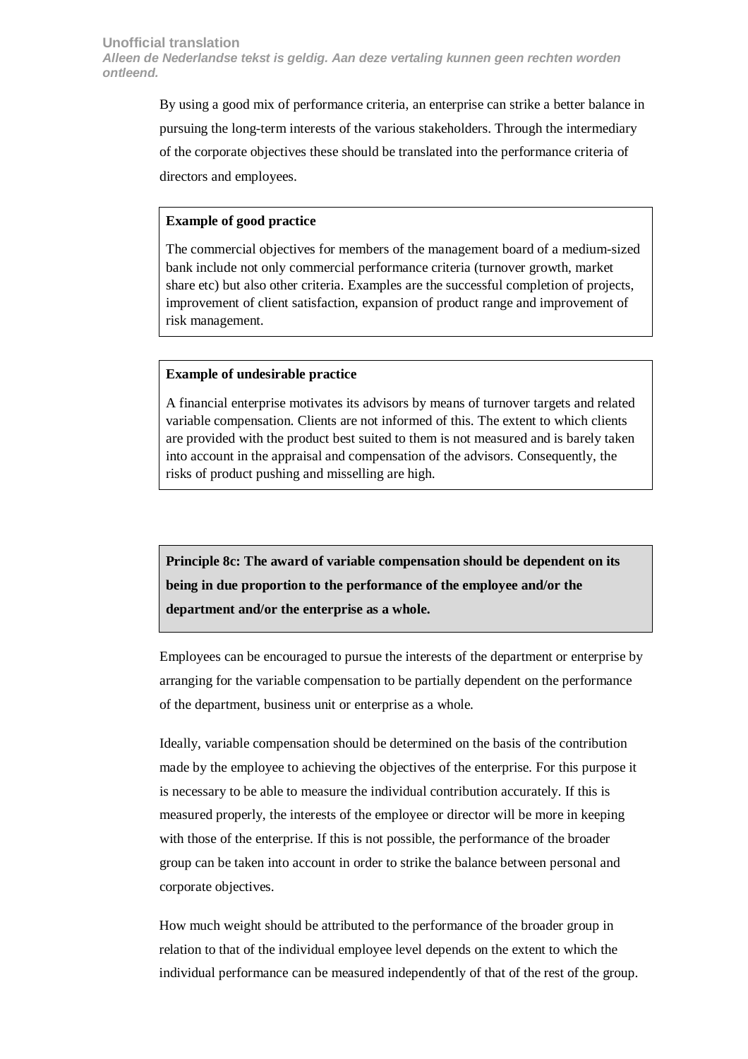By using a good mix of performance criteria, an enterprise can strike a better balance in pursuing the long-term interests of the various stakeholders. Through the intermediary of the corporate objectives these should be translated into the performance criteria of directors and employees.

> **Example of good practice**
>
> The commercial objectives for members of the management board of a medium-sized bank include not only commercial performance criteria (turnover growth, market share etc) but also other criteria. Examples are the successful completion of projects, improvement of client satisfaction, expansion of product range and improvement of risk management.

> **Example of undesirable practice**
>
> A financial enterprise motivates its advisors by means of turnover targets and related variable compensation. Clients are not informed of this. The extent to which clients are provided with the product best suited to them is not measured and is barely taken into account in the appraisal and compensation of the advisors. Consequently, the risks of product pushing and misselling are high.

> **Principle 8c: The award of variable compensation should be dependent on its being in due proportion to the performance of the employee and/or the department and/or the enterprise as a whole.**

Employees can be encouraged to pursue the interests of the department or enterprise by arranging for the variable compensation to be partially dependent on the performance of the department, business unit or enterprise as a whole.

Ideally, variable compensation should be determined on the basis of the contribution made by the employee to achieving the objectives of the enterprise. For this purpose it is necessary to be able to measure the individual contribution accurately. If this is measured properly, the interests of the employee or director will be more in keeping with those of the enterprise. If this is not possible, the performance of the broader group can be taken into account in order to strike the balance between personal and corporate objectives.

How much weight should be attributed to the performance of the broader group in relation to that of the individual employee level depends on the extent to which the individual performance can be measured independently of that of the rest of the group.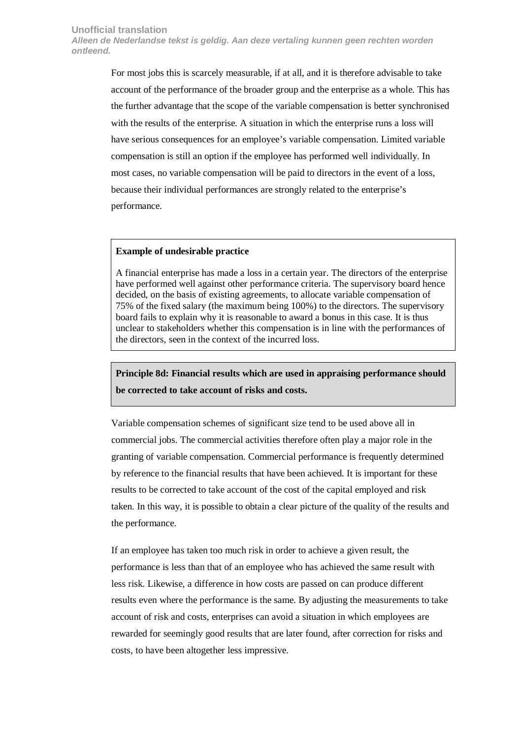For most jobs this is scarcely measurable, if at all, and it is therefore advisable to take account of the performance of the broader group and the enterprise as a whole. This has the further advantage that the scope of the variable compensation is better synchronised with the results of the enterprise. A situation in which the enterprise runs a loss will have serious consequences for an employee's variable compensation. Limited variable compensation is still an option if the employee has performed well individually. In most cases, no variable compensation will be paid to directors in the event of a loss, because their individual performances are strongly related to the enterprise's performance.

**Example of undesirable practice**

A financial enterprise has made a loss in a certain year. The directors of the enterprise have performed well against other performance criteria. The supervisory board hence decided, on the basis of existing agreements, to allocate variable compensation of 75% of the fixed salary (the maximum being 100%) to the directors. The supervisory board fails to explain why it is reasonable to award a bonus in this case. It is thus unclear to stakeholders whether this compensation is in line with the performances of the directors, seen in the context of the incurred loss.

**Principle 8d: Financial results which are used in appraising performance should be corrected to take account of risks and costs.**

Variable compensation schemes of significant size tend to be used above all in commercial jobs. The commercial activities therefore often play a major role in the granting of variable compensation. Commercial performance is frequently determined by reference to the financial results that have been achieved. It is important for these results to be corrected to take account of the cost of the capital employed and risk taken. In this way, it is possible to obtain a clear picture of the quality of the results and the performance.

If an employee has taken too much risk in order to achieve a given result, the performance is less than that of an employee who has achieved the same result with less risk. Likewise, a difference in how costs are passed on can produce different results even where the performance is the same. By adjusting the measurements to take account of risk and costs, enterprises can avoid a situation in which employees are rewarded for seemingly good results that are later found, after correction for risks and costs, to have been altogether less impressive.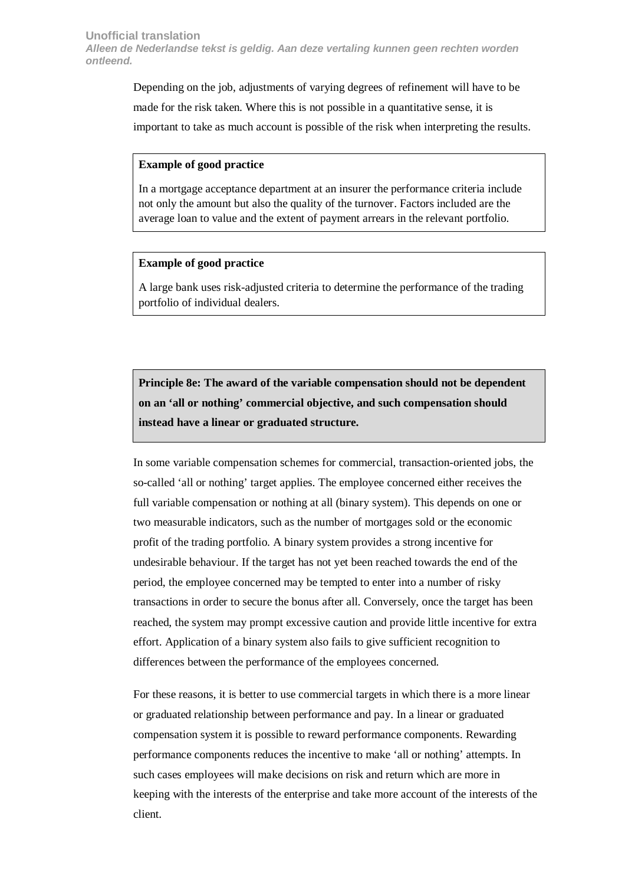Depending on the job, adjustments of varying degrees of refinement will have to be made for the risk taken. Where this is not possible in a quantitative sense, it is important to take as much account is possible of the risk when interpreting the results.

> **Example of good practice**
>
> In a mortgage acceptance department at an insurer the performance criteria include not only the amount but also the quality of the turnover. Factors included are the average loan to value and the extent of payment arrears in the relevant portfolio.

> **Example of good practice**
>
> A large bank uses risk-adjusted criteria to determine the performance of the trading portfolio of individual dealers.

> **Principle 8e: The award of the variable compensation should not be dependent on an 'all or nothing' commercial objective, and such compensation should instead have a linear or graduated structure.**

In some variable compensation schemes for commercial, transaction-oriented jobs, the so-called 'all or nothing' target applies. The employee concerned either receives the full variable compensation or nothing at all (binary system). This depends on one or two measurable indicators, such as the number of mortgages sold or the economic profit of the trading portfolio. A binary system provides a strong incentive for undesirable behaviour. If the target has not yet been reached towards the end of the period, the employee concerned may be tempted to enter into a number of risky transactions in order to secure the bonus after all. Conversely, once the target has been reached, the system may prompt excessive caution and provide little incentive for extra effort. Application of a binary system also fails to give sufficient recognition to differences between the performance of the employees concerned.

For these reasons, it is better to use commercial targets in which there is a more linear or graduated relationship between performance and pay. In a linear or graduated compensation system it is possible to reward performance components. Rewarding performance components reduces the incentive to make 'all or nothing' attempts. In such cases employees will make decisions on risk and return which are more in keeping with the interests of the enterprise and take more account of the interests of the client.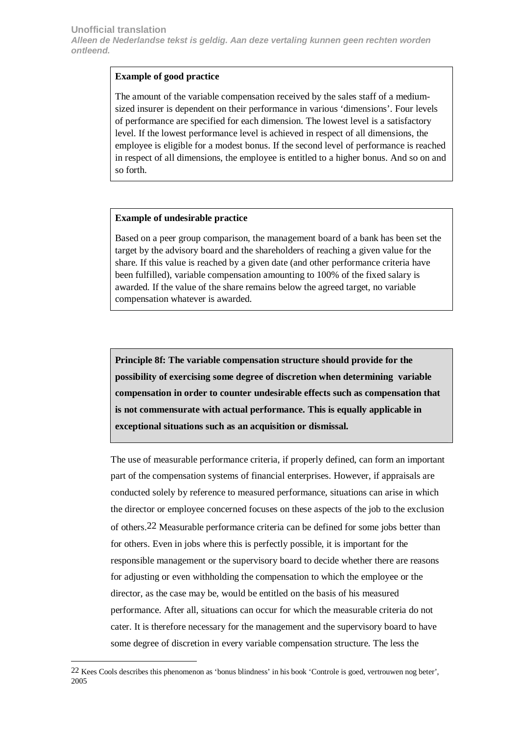**Example of good practice**

The amount of the variable compensation received by the sales staff of a medium-sized insurer is dependent on their performance in various ‘dimensions’. Four levels of performance are specified for each dimension. The lowest level is a satisfactory level. If the lowest performance level is achieved in respect of all dimensions, the employee is eligible for a modest bonus. If the second level of performance is reached in respect of all dimensions, the employee is entitled to a higher bonus. And so on and so forth.

**Example of undesirable practice**

Based on a peer group comparison, the management board of a bank has been set the target by the advisory board and the shareholders of reaching a given value for the share. If this value is reached by a given date (and other performance criteria have been fulfilled), variable compensation amounting to 100% of the fixed salary is awarded. If the value of the share remains below the agreed target, no variable compensation whatever is awarded.

**Principle 8f: The variable compensation structure should provide for the possibility of exercising some degree of discretion when determining variable compensation in order to counter undesirable effects such as compensation that is not commensurate with actual performance. This is equally applicable in exceptional situations such as an acquisition or dismissal.**

The use of measurable performance criteria, if properly defined, can form an important part of the compensation systems of financial enterprises. However, if appraisals are conducted solely by reference to measured performance, situations can arise in which the director or employee concerned focuses on these aspects of the job to the exclusion of others.[22] Measurable performance criteria can be defined for some jobs better than for others. Even in jobs where this is perfectly possible, it is important for the responsible management or the supervisory board to decide whether there are reasons for adjusting or even withholding the compensation to which the employee or the director, as the case may be, would be entitled on the basis of his measured performance. After all, situations can occur for which the measurable criteria do not cater. It is therefore necessary for the management and the supervisory board to have some degree of discretion in every variable compensation structure. The less the

[22] Kees Cools describes this phenomenon as ‘bonus blindness’ in his book ‘Controle is goed, vertrouwen nog beter’, 2005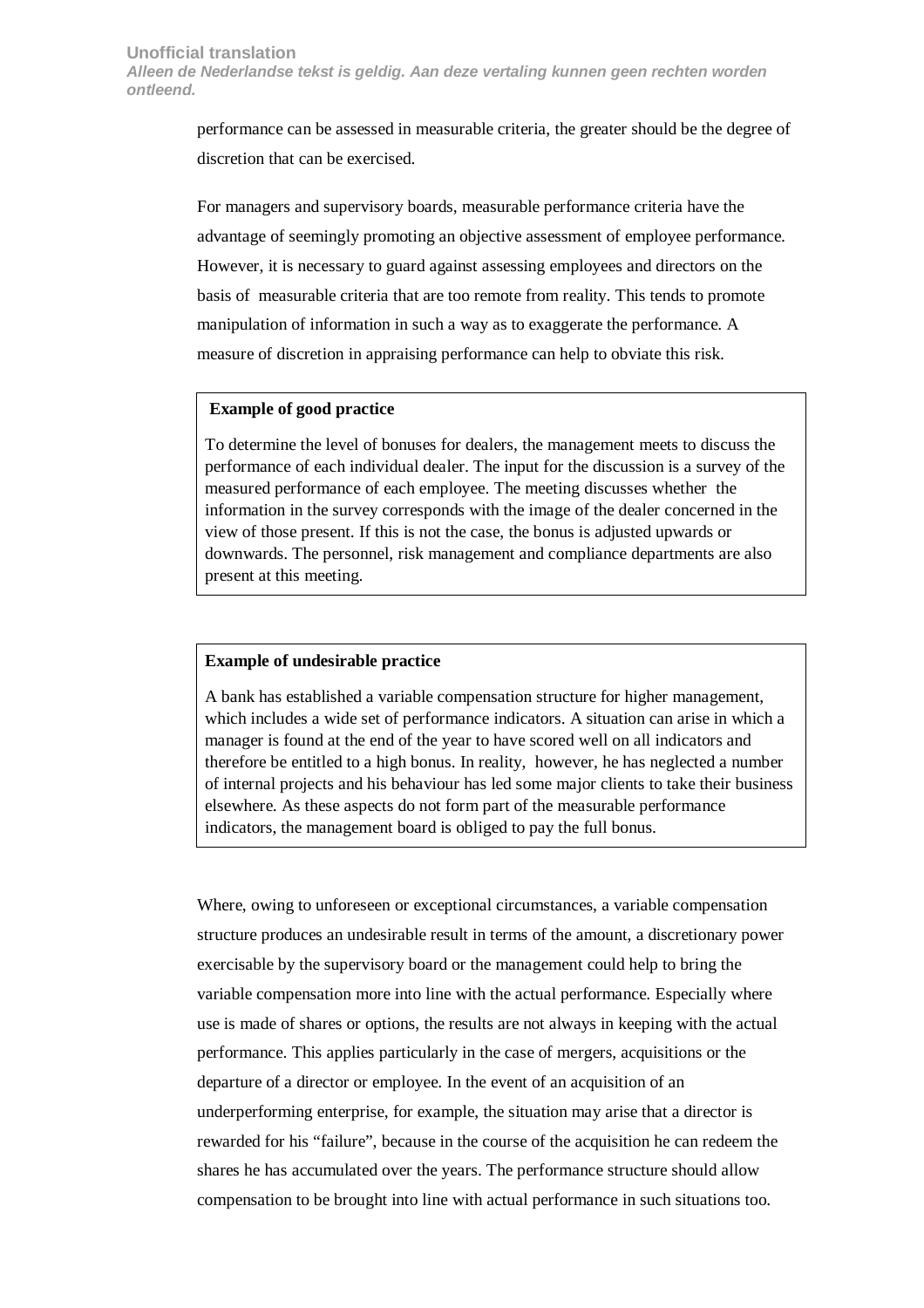performance can be assessed in measurable criteria, the greater should be the degree of discretion that can be exercised.

For managers and supervisory boards, measurable performance criteria have the advantage of seemingly promoting an objective assessment of employee performance. However, it is necessary to guard against assessing employees and directors on the basis of measurable criteria that are too remote from reality. This tends to promote manipulation of information in such a way as to exaggerate the performance. A measure of discretion in appraising performance can help to obviate this risk.

> **Example of good practice**
>
> To determine the level of bonuses for dealers, the management meets to discuss the performance of each individual dealer. The input for the discussion is a survey of the measured performance of each employee. The meeting discusses whether the information in the survey corresponds with the image of the dealer concerned in the view of those present. If this is not the case, the bonus is adjusted upwards or downwards. The personnel, risk management and compliance departments are also present at this meeting.

> **Example of undesirable practice**
>
> A bank has established a variable compensation structure for higher management, which includes a wide set of performance indicators. A situation can arise in which a manager is found at the end of the year to have scored well on all indicators and therefore be entitled to a high bonus. In reality, however, he has neglected a number of internal projects and his behaviour has led some major clients to take their business elsewhere. As these aspects do not form part of the measurable performance indicators, the management board is obliged to pay the full bonus.

Where, owing to unforeseen or exceptional circumstances, a variable compensation structure produces an undesirable result in terms of the amount, a discretionary power exercisable by the supervisory board or the management could help to bring the variable compensation more into line with the actual performance. Especially where use is made of shares or options, the results are not always in keeping with the actual performance. This applies particularly in the case of mergers, acquisitions or the departure of a director or employee. In the event of an acquisition of an underperforming enterprise, for example, the situation may arise that a director is rewarded for his "failure", because in the course of the acquisition he can redeem the shares he has accumulated over the years. The performance structure should allow compensation to be brought into line with actual performance in such situations too.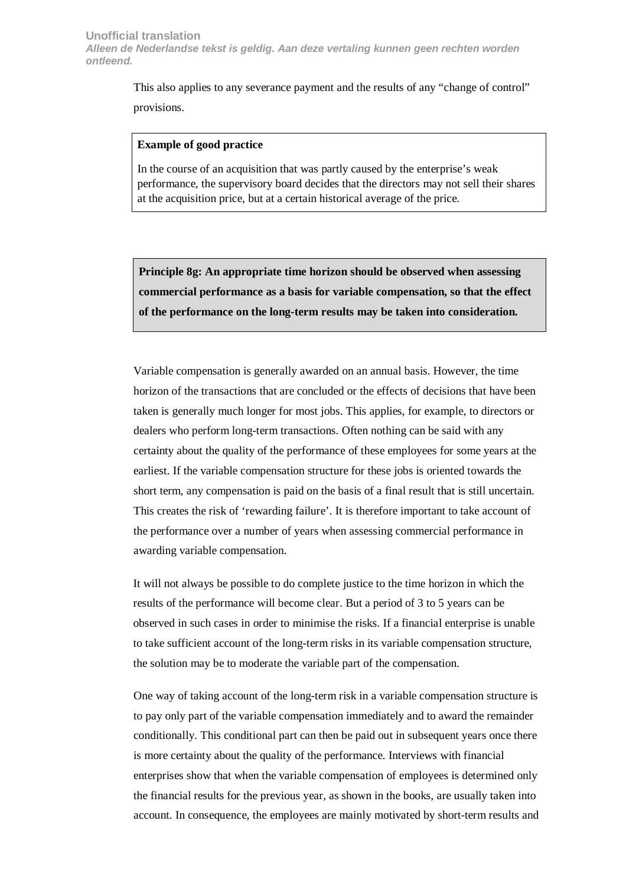This also applies to any severance payment and the results of any "change of control" provisions.

> **Example of good practice**
>
> In the course of an acquisition that was partly caused by the enterprise's weak performance, the supervisory board decides that the directors may not sell their shares at the acquisition price, but at a certain historical average of the price.

**Principle 8g: An appropriate time horizon should be observed when assessing commercial performance as a basis for variable compensation, so that the effect of the performance on the long-term results may be taken into consideration.**

Variable compensation is generally awarded on an annual basis. However, the time horizon of the transactions that are concluded or the effects of decisions that have been taken is generally much longer for most jobs. This applies, for example, to directors or dealers who perform long-term transactions. Often nothing can be said with any certainty about the quality of the performance of these employees for some years at the earliest. If the variable compensation structure for these jobs is oriented towards the short term, any compensation is paid on the basis of a final result that is still uncertain. This creates the risk of 'rewarding failure'. It is therefore important to take account of the performance over a number of years when assessing commercial performance in awarding variable compensation.

It will not always be possible to do complete justice to the time horizon in which the results of the performance will become clear. But a period of 3 to 5 years can be observed in such cases in order to minimise the risks. If a financial enterprise is unable to take sufficient account of the long-term risks in its variable compensation structure, the solution may be to moderate the variable part of the compensation.

One way of taking account of the long-term risk in a variable compensation structure is to pay only part of the variable compensation immediately and to award the remainder conditionally. This conditional part can then be paid out in subsequent years once there is more certainty about the quality of the performance. Interviews with financial enterprises show that when the variable compensation of employees is determined only the financial results for the previous year, as shown in the books, are usually taken into account. In consequence, the employees are mainly motivated by short-term results and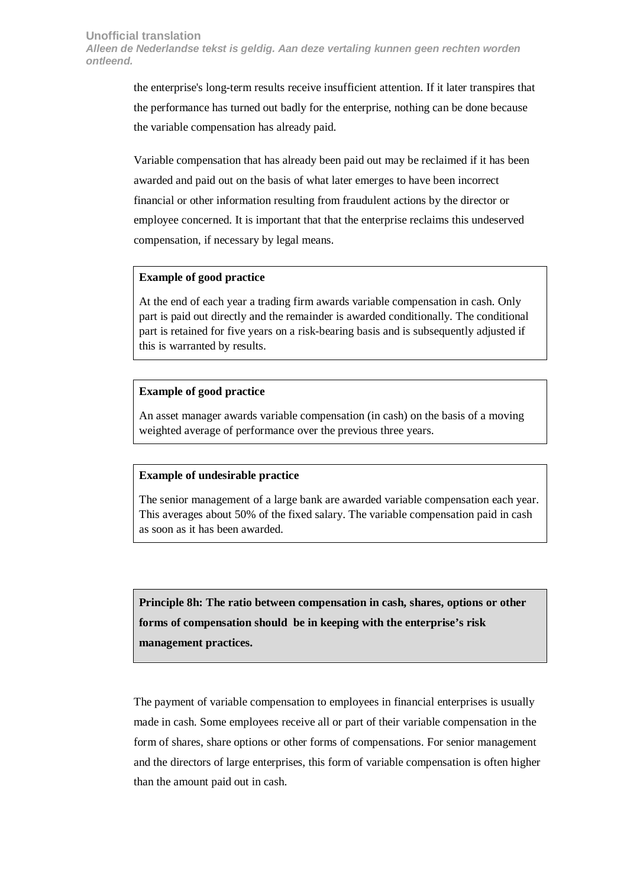the enterprise's long-term results receive insufficient attention. If it later transpires that the performance has turned out badly for the enterprise, nothing can be done because the variable compensation has already paid.

Variable compensation that has already been paid out may be reclaimed if it has been awarded and paid out on the basis of what later emerges to have been incorrect financial or other information resulting from fraudulent actions by the director or employee concerned. It is important that that the enterprise reclaims this undeserved compensation, if necessary by legal means.

> **Example of good practice**
>
> At the end of each year a trading firm awards variable compensation in cash. Only part is paid out directly and the remainder is awarded conditionally. The conditional part is retained for five years on a risk-bearing basis and is subsequently adjusted if this is warranted by results.

> **Example of good practice**
>
> An asset manager awards variable compensation (in cash) on the basis of a moving weighted average of performance over the previous three years.

> **Example of undesirable practice**
>
> The senior management of a large bank are awarded variable compensation each year. This averages about 50% of the fixed salary. The variable compensation paid in cash as soon as it has been awarded.

> **Principle 8h: The ratio between compensation in cash, shares, options or other forms of compensation should be in keeping with the enterprise's risk management practices.**

The payment of variable compensation to employees in financial enterprises is usually made in cash. Some employees receive all or part of their variable compensation in the form of shares, share options or other forms of compensations. For senior management and the directors of large enterprises, this form of variable compensation is often higher than the amount paid out in cash.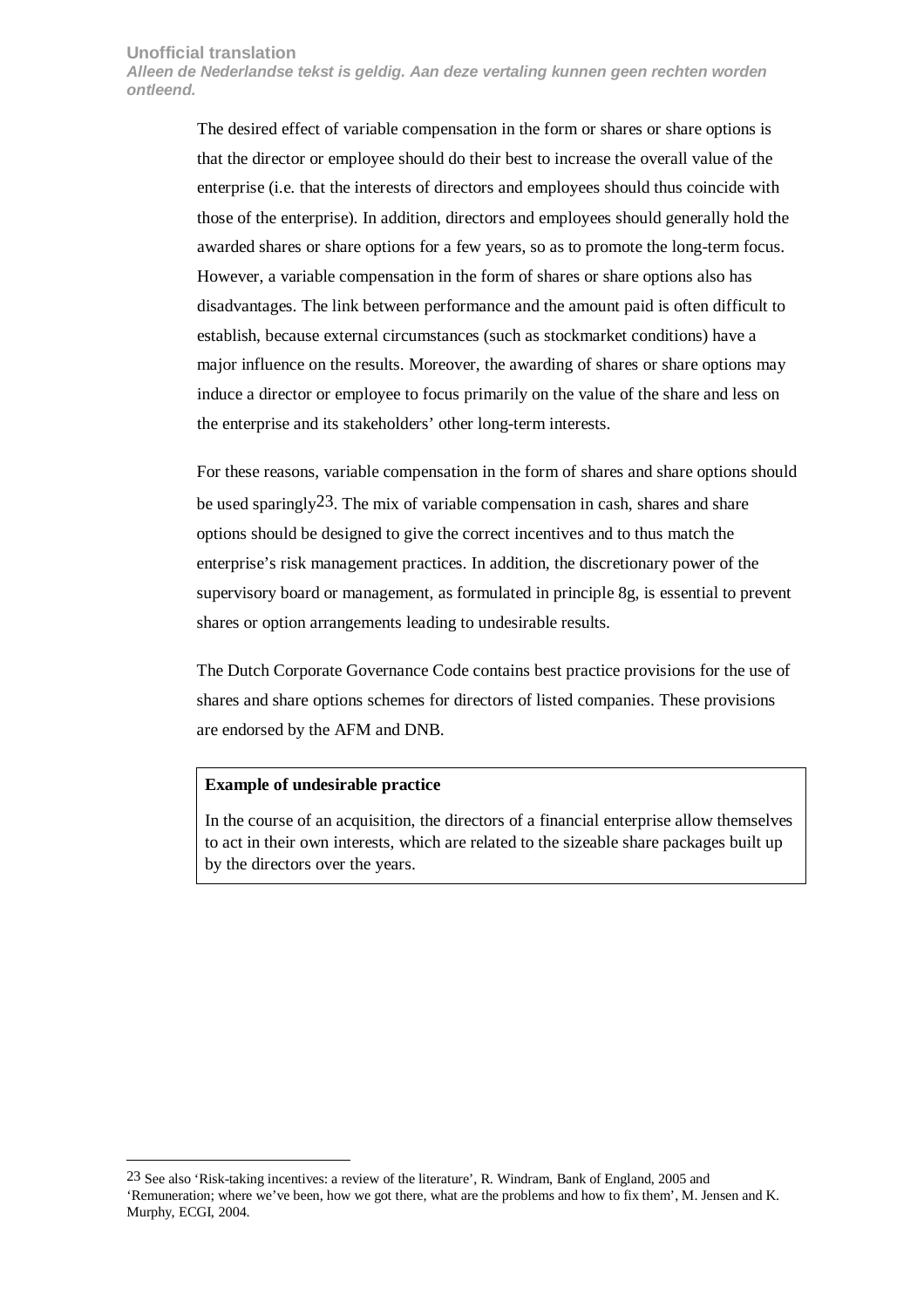The desired effect of variable compensation in the form or shares or share options is that the director or employee should do their best to increase the overall value of the enterprise (i.e. that the interests of directors and employees should thus coincide with those of the enterprise). In addition, directors and employees should generally hold the awarded shares or share options for a few years, so as to promote the long-term focus. However, a variable compensation in the form of shares or share options also has disadvantages. The link between performance and the amount paid is often difficult to establish, because external circumstances (such as stockmarket conditions) have a major influence on the results. Moreover, the awarding of shares or share options may induce a director or employee to focus primarily on the value of the share and less on the enterprise and its stakeholders' other long-term interests.

For these reasons, variable compensation in the form of shares and share options should be used sparingly[23]. The mix of variable compensation in cash, shares and share options should be designed to give the correct incentives and to thus match the enterprise's risk management practices. In addition, the discretionary power of the supervisory board or management, as formulated in principle 8g, is essential to prevent shares or option arrangements leading to undesirable results.

The Dutch Corporate Governance Code contains best practice provisions for the use of shares and share options schemes for directors of listed companies. These provisions are endorsed by the AFM and DNB.

> **Example of undesirable practice**
>
> In the course of an acquisition, the directors of a financial enterprise allow themselves to act in their own interests, which are related to the sizeable share packages built up by the directors over the years.

[23] See also 'Risk-taking incentives: a review of the literature', R. Windram, Bank of England, 2005 and 'Remuneration; where we've been, how we got there, what are the problems and how to fix them', M. Jensen and K. Murphy, ECGI, 2004.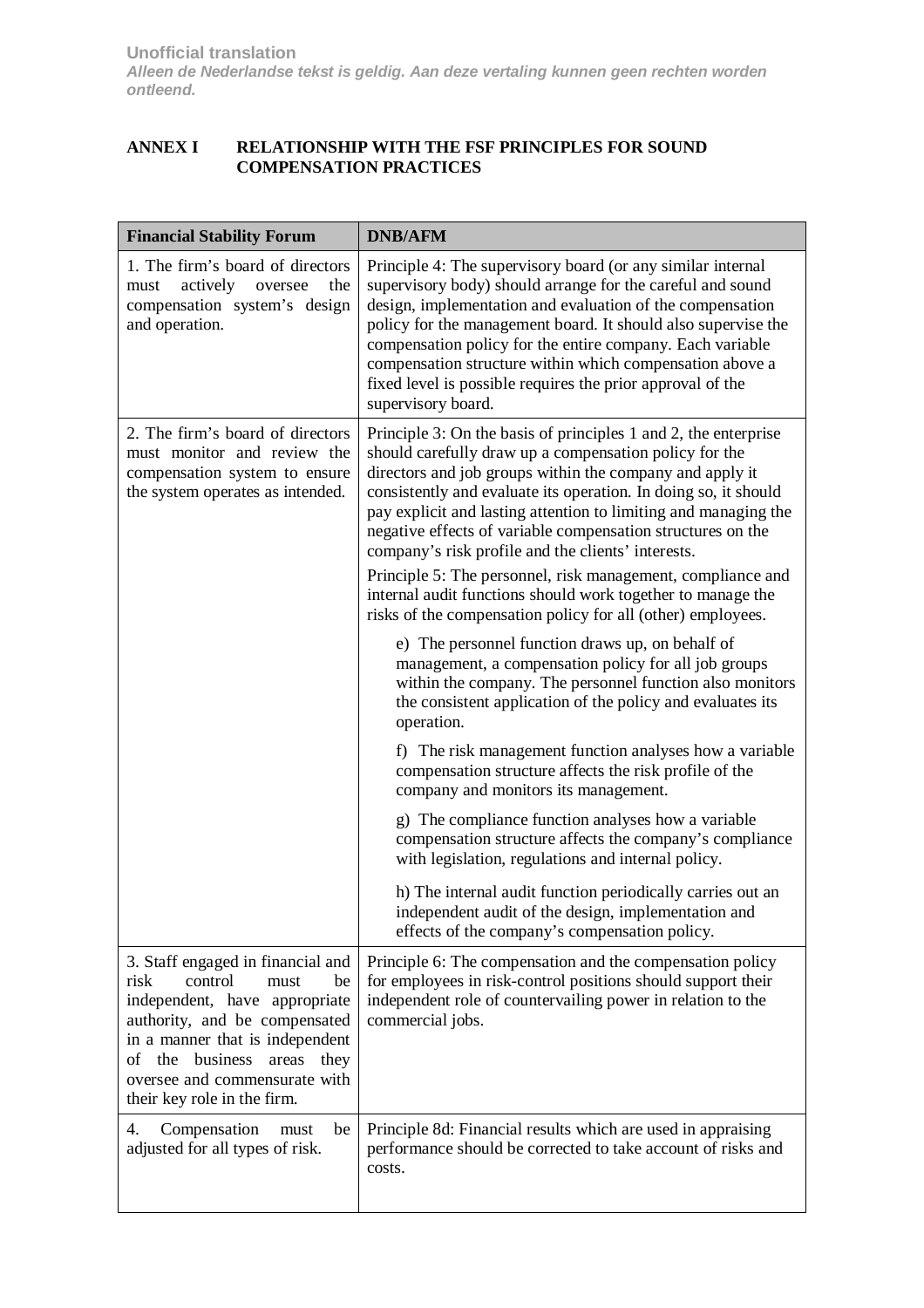**Unofficial translation**

***Alleen de Nederlandse tekst is geldig. Aan deze vertaling kunnen geen rechten worden ontleend.***

## ANNEX I RELATIONSHIP WITH THE FSF PRINCIPLES FOR SOUND COMPENSATION PRACTICES

| Financial Stability Forum | DNB/AFM |
| --- | --- |
| 1. The firm's board of directors must actively oversee the compensation system's design and operation. | Principle 4: The supervisory board (or any similar internal supervisory body) should arrange for the careful and sound design, implementation and evaluation of the compensation policy for the management board. It should also supervise the compensation policy for the entire company. Each variable compensation structure within which compensation above a fixed level is possible requires the prior approval of the supervisory board. |
| 2. The firm's board of directors must monitor and review the compensation system to ensure the system operates as intended. | Principle 3: On the basis of principles 1 and 2, the enterprise should carefully draw up a compensation policy for the directors and job groups within the company and apply it consistently and evaluate its operation. In doing so, it should pay explicit and lasting attention to limiting and managing the negative effects of variable compensation structures on the company's risk profile and the clients' interests.<br><br>Principle 5: The personnel, risk management, compliance and internal audit functions should work together to manage the risks of the compensation policy for all (other) employees.<br><br>e) The personnel function draws up, on behalf of management, a compensation policy for all job groups within the company. The personnel function also monitors the consistent application of the policy and evaluates its operation.<br><br>f) The risk management function analyses how a variable compensation structure affects the risk profile of the company and monitors its management.<br><br>g) The compliance function analyses how a variable compensation structure affects the company's compliance with legislation, regulations and internal policy.<br><br>h) The internal audit function periodically carries out an independent audit of the design, implementation and effects of the company's compensation policy. |
| 3. Staff engaged in financial and risk control must be independent, have appropriate authority, and be compensated in a manner that is independent of the business areas they oversee and commensurate with their key role in the firm. | Principle 6: The compensation and the compensation policy for employees in risk-control positions should support their independent role of countervailing power in relation to the commercial jobs. |
| 4. Compensation must be adjusted for all types of risk. | Principle 8d: Financial results which are used in appraising performance should be corrected to take account of risks and costs. |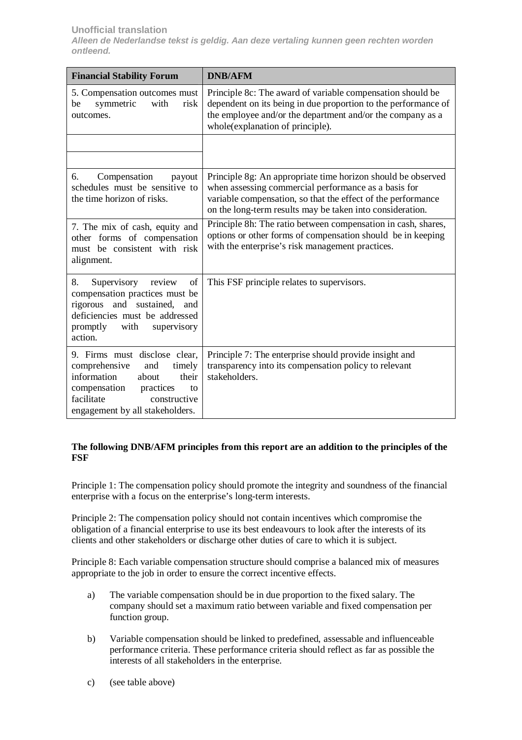**Unofficial translation**

***Alleen de Nederlandse tekst is geldig. Aan deze vertaling kunnen geen rechten worden ontleend.***

| Financial Stability Forum | DNB/AFM |
|---|---|
| 5. Compensation outcomes must be symmetric with risk outcomes. | Principle 8c: The award of variable compensation should be dependent on its being in due proportion to the performance of the employee and/or the department and/or the company as a whole(explanation of principle). |
| | |
| 6. Compensation payout schedules must be sensitive to the time horizon of risks. | Principle 8g: An appropriate time horizon should be observed when assessing commercial performance as a basis for variable compensation, so that the effect of the performance on the long-term results may be taken into consideration. |
| 7. The mix of cash, equity and other forms of compensation must be consistent with risk alignment. | Principle 8h: The ratio between compensation in cash, shares, options or other forms of compensation should be in keeping with the enterprise's risk management practices. |
| 8. Supervisory review of compensation practices must be rigorous and sustained, and deficiencies must be addressed promptly with supervisory action. | This FSF principle relates to supervisors. |
| 9. Firms must disclose clear, comprehensive and timely information about their compensation practices to facilitate constructive engagement by all stakeholders. | Principle 7: The enterprise should provide insight and transparency into its compensation policy to relevant stakeholders. |

**The following DNB/AFM principles from this report are an addition to the principles of the FSF**

Principle 1: The compensation policy should promote the integrity and soundness of the financial enterprise with a focus on the enterprise's long-term interests.

Principle 2: The compensation policy should not contain incentives which compromise the obligation of a financial enterprise to use its best endeavours to look after the interests of its clients and other stakeholders or discharge other duties of care to which it is subject.

Principle 8: Each variable compensation structure should comprise a balanced mix of measures appropriate to the job in order to ensure the correct incentive effects.

a) The variable compensation should be in due proportion to the fixed salary. The company should set a maximum ratio between variable and fixed compensation per function group.

b) Variable compensation should be linked to predefined, assessable and influenceable performance criteria. These performance criteria should reflect as far as possible the interests of all stakeholders in the enterprise.

c) (see table above)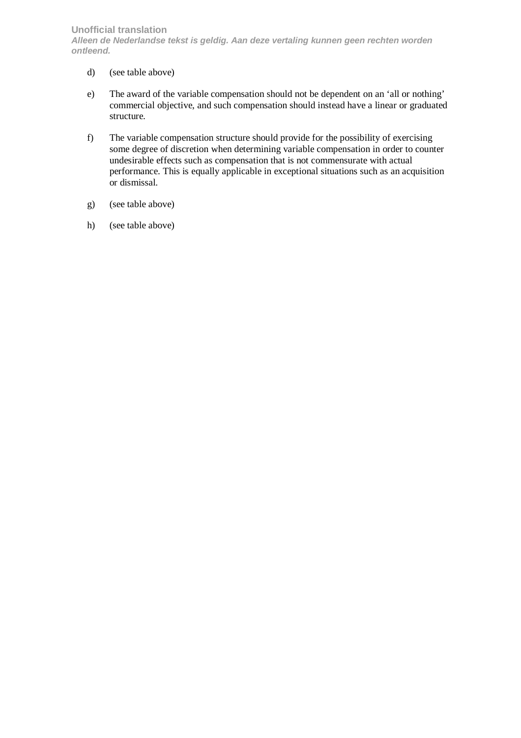d) (see table above)

e) The award of the variable compensation should not be dependent on an 'all or nothing' commercial objective, and such compensation should instead have a linear or graduated structure.

f) The variable compensation structure should provide for the possibility of exercising some degree of discretion when determining variable compensation in order to counter undesirable effects such as compensation that is not commensurate with actual performance. This is equally applicable in exceptional situations such as an acquisition or dismissal.

g) (see table above)

h) (see table above)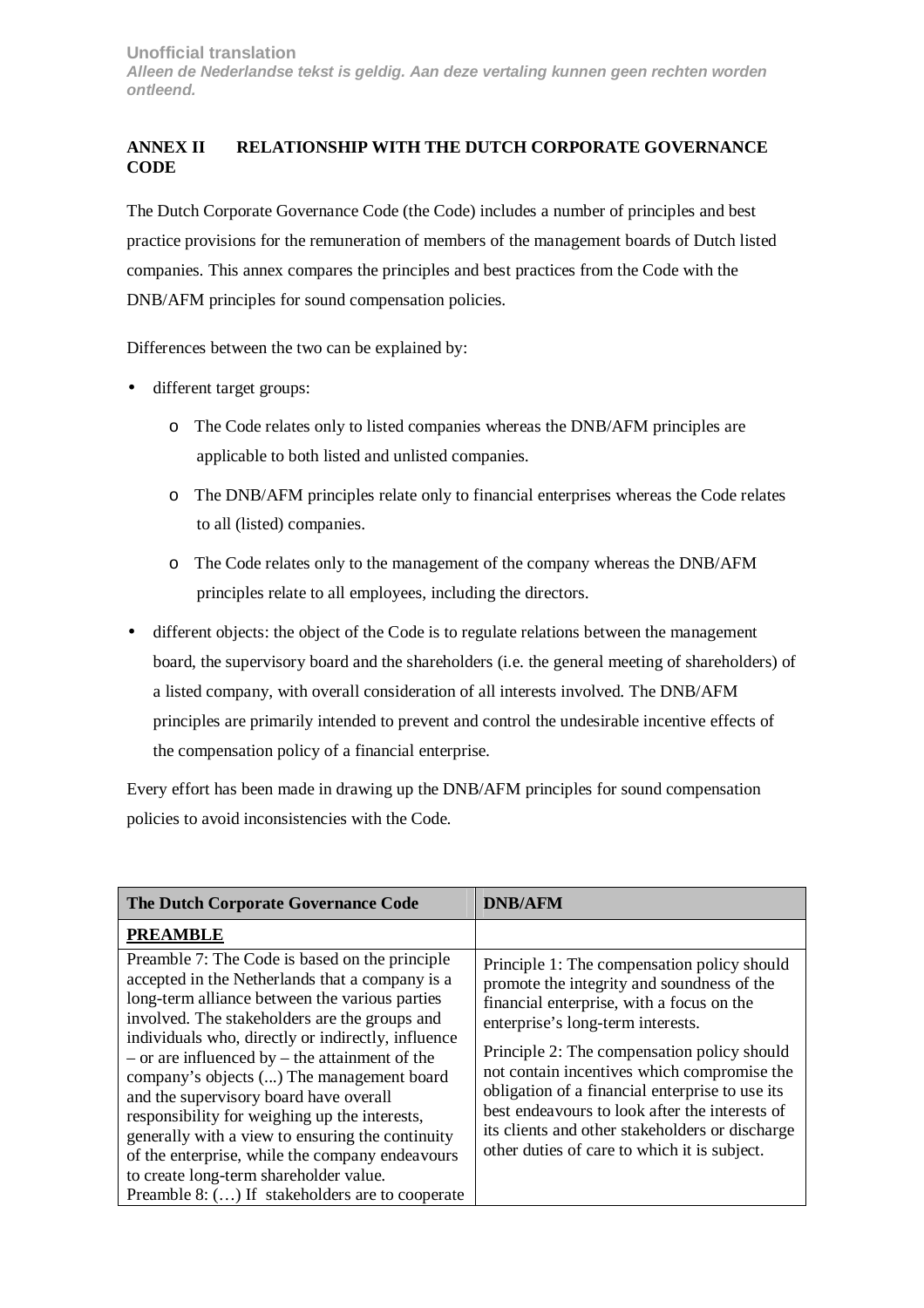**Unofficial translation**
***Alleen de Nederlandse tekst is geldig. Aan deze vertaling kunnen geen rechten worden ontleend.***

## ANNEX II RELATIONSHIP WITH THE DUTCH CORPORATE GOVERNANCE CODE

The Dutch Corporate Governance Code (the Code) includes a number of principles and best practice provisions for the remuneration of members of the management boards of Dutch listed companies. This annex compares the principles and best practices from the Code with the DNB/AFM principles for sound compensation policies.

Differences between the two can be explained by:

- different target groups:
  - The Code relates only to listed companies whereas the DNB/AFM principles are applicable to both listed and unlisted companies.
  - The DNB/AFM principles relate only to financial enterprises whereas the Code relates to all (listed) companies.
  - The Code relates only to the management of the company whereas the DNB/AFM principles relate to all employees, including the directors.
- different objects: the object of the Code is to regulate relations between the management board, the supervisory board and the shareholders (i.e. the general meeting of shareholders) of a listed company, with overall consideration of all interests involved. The DNB/AFM principles are primarily intended to prevent and control the undesirable incentive effects of the compensation policy of a financial enterprise.

Every effort has been made in drawing up the DNB/AFM principles for sound compensation policies to avoid inconsistencies with the Code.

| The Dutch Corporate Governance Code | DNB/AFM |
|---|---|
| **PREAMBLE** | |
| Preamble 7: The Code is based on the principle accepted in the Netherlands that a company is a long-term alliance between the various parties involved. The stakeholders are the groups and individuals who, directly or indirectly, influence – or are influenced by – the attainment of the company's objects (...) The management board and the supervisory board have overall responsibility for weighing up the interests, generally with a view to ensuring the continuity of the enterprise, while the company endeavours to create long-term shareholder value.<br>Preamble 8: (…) If stakeholders are to cooperate | Principle 1: The compensation policy should promote the integrity and soundness of the financial enterprise, with a focus on the enterprise's long-term interests.<br>Principle 2: The compensation policy should not contain incentives which compromise the obligation of a financial enterprise to use its best endeavours to look after the interests of its clients and other stakeholders or discharge other duties of care to which it is subject. |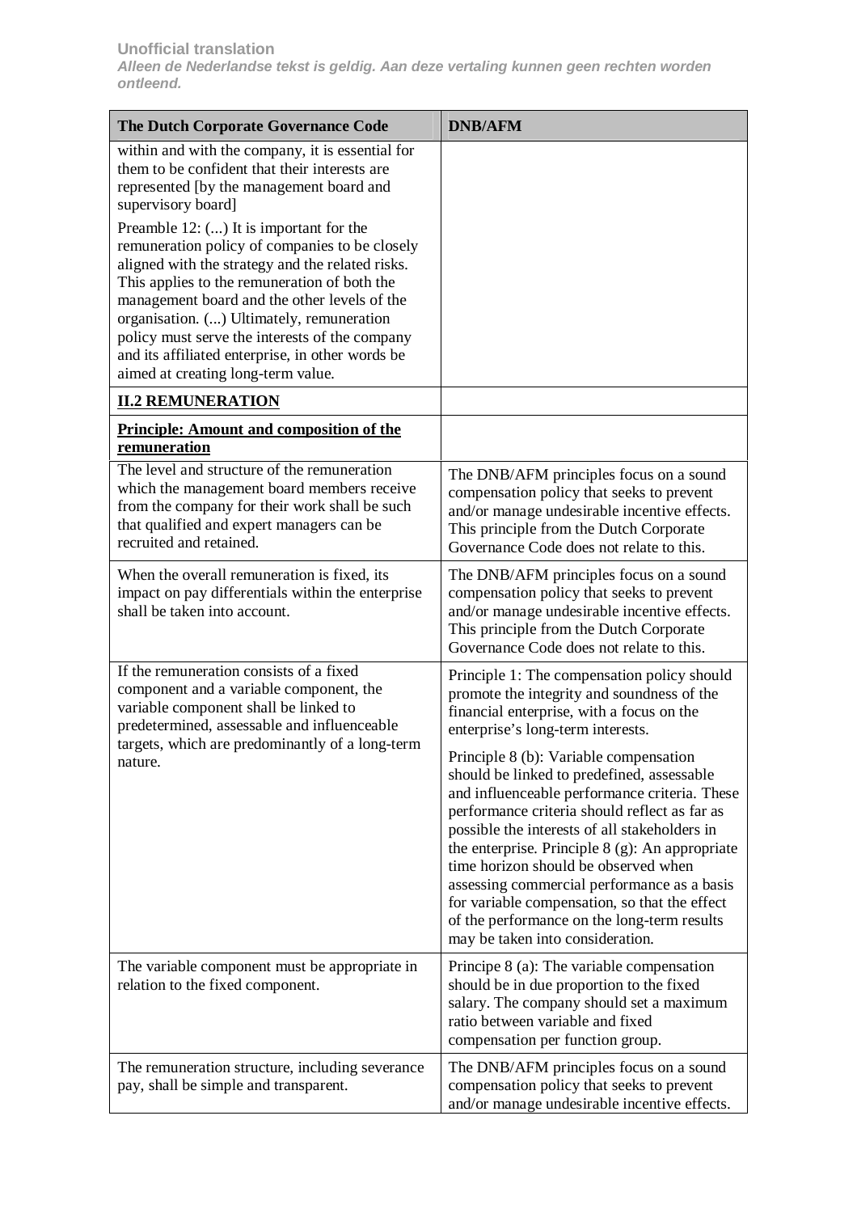| The Dutch Corporate Governance Code | DNB/AFM |
|---|---|
| within and with the company, it is essential for them to be confident that their interests are represented [by the management board and supervisory board]<br><br>Preamble 12: (...) It is important for the remuneration policy of companies to be closely aligned with the strategy and the related risks. This applies to the remuneration of both the management board and the other levels of the organisation. (...) Ultimately, remuneration policy must serve the interests of the company and its affiliated enterprise, in other words be aimed at creating long-term value. | |
| **II.2 REMUNERATION** | |
| **Principle: Amount and composition of the remuneration** | |
| The level and structure of the remuneration which the management board members receive from the company for their work shall be such that qualified and expert managers can be recruited and retained. | The DNB/AFM principles focus on a sound compensation policy that seeks to prevent and/or manage undesirable incentive effects. This principle from the Dutch Corporate Governance Code does not relate to this. |
| When the overall remuneration is fixed, its impact on pay differentials within the enterprise shall be taken into account. | The DNB/AFM principles focus on a sound compensation policy that seeks to prevent and/or manage undesirable incentive effects. This principle from the Dutch Corporate Governance Code does not relate to this. |
| If the remuneration consists of a fixed component and a variable component, the variable component shall be linked to predetermined, assessable and influenceable targets, which are predominantly of a long-term nature. | Principle 1: The compensation policy should promote the integrity and soundness of the financial enterprise, with a focus on the enterprise's long-term interests.<br><br>Principle 8 (b): Variable compensation should be linked to predefined, assessable and influenceable performance criteria. These performance criteria should reflect as far as possible the interests of all stakeholders in the enterprise. Principle 8 (g): An appropriate time horizon should be observed when assessing commercial performance as a basis for variable compensation, so that the effect of the performance on the long-term results may be taken into consideration. |
| The variable component must be appropriate in relation to the fixed component. | Principe 8 (a): The variable compensation should be in due proportion to the fixed salary. The company should set a maximum ratio between variable and fixed compensation per function group. |
| The remuneration structure, including severance pay, shall be simple and transparent. | The DNB/AFM principles focus on a sound compensation policy that seeks to prevent and/or manage undesirable incentive effects. |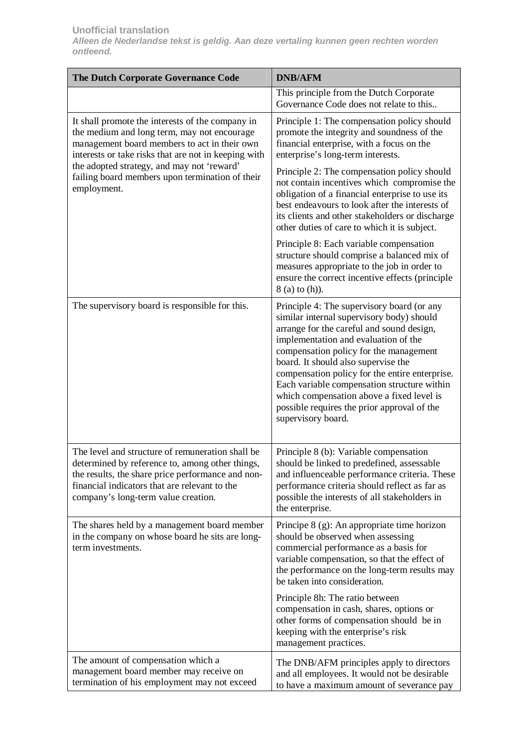**Unofficial translation**

***Alleen de Nederlandse tekst is geldig. Aan deze vertaling kunnen geen rechten worden ontleend.***

| The Dutch Corporate Governance Code | DNB/AFM |
|---|---|
| | This principle from the Dutch Corporate Governance Code does not relate to this.. |
| It shall promote the interests of the company in the medium and long term, may not encourage management board members to act in their own interests or take risks that are not in keeping with the adopted strategy, and may not 'reward' failing board members upon termination of their employment. | Principle 1: The compensation policy should promote the integrity and soundness of the financial enterprise, with a focus on the enterprise's long-term interests.<br><br>Principle 2: The compensation policy should not contain incentives which compromise the obligation of a financial enterprise to use its best endeavours to look after the interests of its clients and other stakeholders or discharge other duties of care to which it is subject.<br><br>Principle 8: Each variable compensation structure should comprise a balanced mix of measures appropriate to the job in order to ensure the correct incentive effects (principle 8 (a) to (h)). |
| The supervisory board is responsible for this. | Principle 4: The supervisory board (or any similar internal supervisory body) should arrange for the careful and sound design, implementation and evaluation of the compensation policy for the management board. It should also supervise the compensation policy for the entire enterprise. Each variable compensation structure within which compensation above a fixed level is possible requires the prior approval of the supervisory board. |
| The level and structure of remuneration shall be determined by reference to, among other things, the results, the share price performance and non-financial indicators that are relevant to the company's long-term value creation. | Principle 8 (b): Variable compensation should be linked to predefined, assessable and influenceable performance criteria. These performance criteria should reflect as far as possible the interests of all stakeholders in the enterprise. |
| The shares held by a management board member in the company on whose board he sits are long-term investments. | Principe 8 (g): An appropriate time horizon should be observed when assessing commercial performance as a basis for variable compensation, so that the effect of the performance on the long-term results may be taken into consideration.<br><br>Principle 8h: The ratio between compensation in cash, shares, options or other forms of compensation should be in keeping with the enterprise's risk management practices. |
| The amount of compensation which a management board member may receive on termination of his employment may not exceed | The DNB/AFM principles apply to directors and all employees. It would not be desirable to have a maximum amount of severance pay |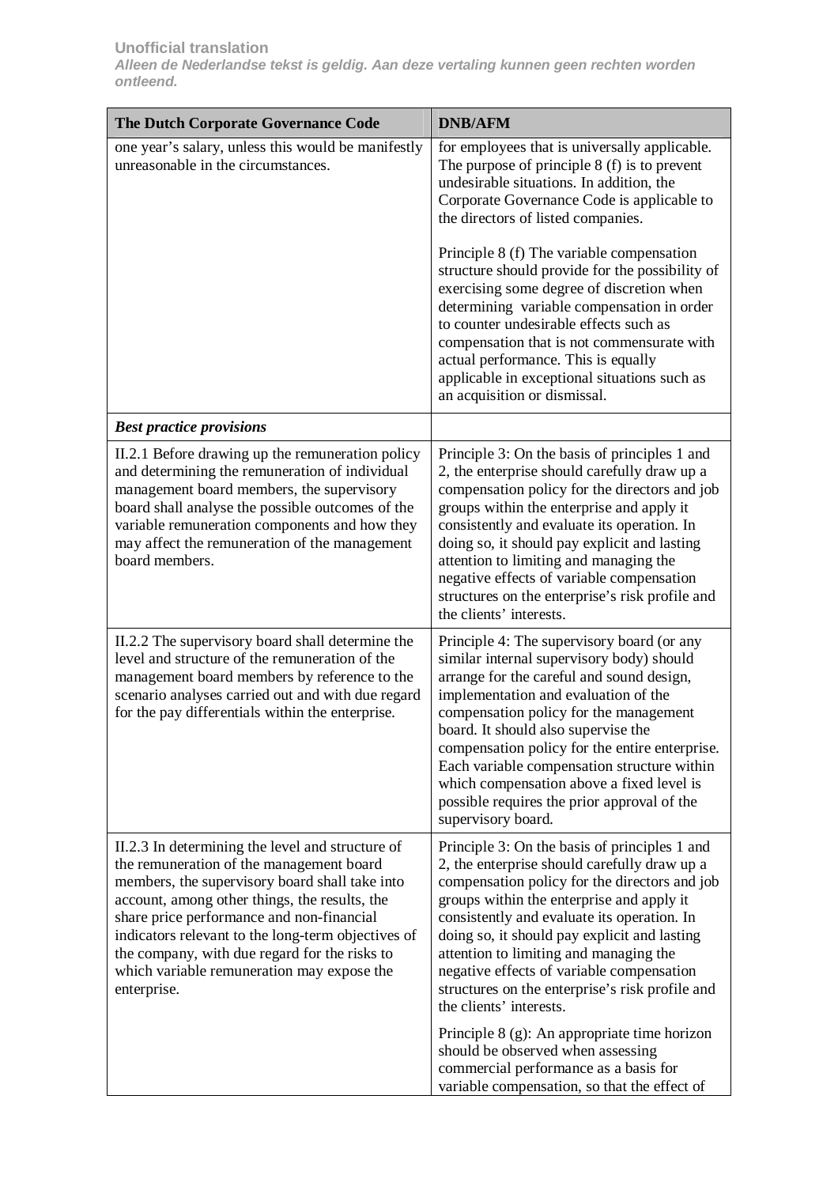**Unofficial translation**

***Alleen de Nederlandse tekst is geldig. Aan deze vertaling kunnen geen rechten worden ontleend.***

| The Dutch Corporate Governance Code | DNB/AFM |
|---|---|
| one year's salary, unless this would be manifestly unreasonable in the circumstances. | for employees that is universally applicable. The purpose of principle 8 (f) is to prevent undesirable situations. In addition, the Corporate Governance Code is applicable to the directors of listed companies.<br><br>Principle 8 (f) The variable compensation structure should provide for the possibility of exercising some degree of discretion when determining variable compensation in order to counter undesirable effects such as compensation that is not commensurate with actual performance. This is equally applicable in exceptional situations such as an acquisition or dismissal. |
| ***Best practice provisions*** | |
| II.2.1 Before drawing up the remuneration policy and determining the remuneration of individual management board members, the supervisory board shall analyse the possible outcomes of the variable remuneration components and how they may affect the remuneration of the management board members. | Principle 3: On the basis of principles 1 and 2, the enterprise should carefully draw up a compensation policy for the directors and job groups within the enterprise and apply it consistently and evaluate its operation. In doing so, it should pay explicit and lasting attention to limiting and managing the negative effects of variable compensation structures on the enterprise's risk profile and the clients' interests. |
| II.2.2 The supervisory board shall determine the level and structure of the remuneration of the management board members by reference to the scenario analyses carried out and with due regard for the pay differentials within the enterprise. | Principle 4: The supervisory board (or any similar internal supervisory body) should arrange for the careful and sound design, implementation and evaluation of the compensation policy for the management board. It should also supervise the compensation policy for the entire enterprise. Each variable compensation structure within which compensation above a fixed level is possible requires the prior approval of the supervisory board. |
| II.2.3 In determining the level and structure of the remuneration of the management board members, the supervisory board shall take into account, among other things, the results, the share price performance and non-financial indicators relevant to the long-term objectives of the company, with due regard for the risks to which variable remuneration may expose the enterprise. | Principle 3: On the basis of principles 1 and 2, the enterprise should carefully draw up a compensation policy for the directors and job groups within the enterprise and apply it consistently and evaluate its operation. In doing so, it should pay explicit and lasting attention to limiting and managing the negative effects of variable compensation structures on the enterprise's risk profile and the clients' interests.<br><br>Principle 8 (g): An appropriate time horizon should be observed when assessing commercial performance as a basis for variable compensation, so that the effect of |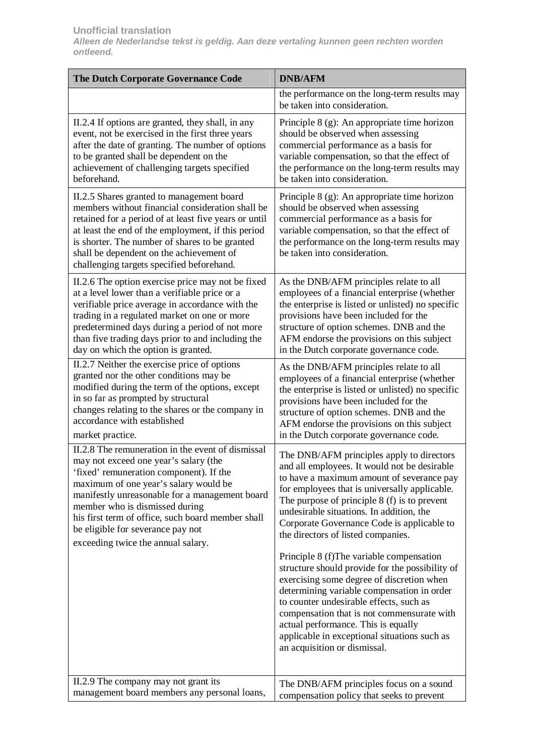**Unofficial translation**

***Alleen de Nederlandse tekst is geldig. Aan deze vertaling kunnen geen rechten worden ontleend.***

| The Dutch Corporate Governance Code | DNB/AFM |
| --- | --- |
| | the performance on the long-term results may be taken into consideration. |
| II.2.4 If options are granted, they shall, in any event, not be exercised in the first three years after the date of granting. The number of options to be granted shall be dependent on the achievement of challenging targets specified beforehand. | Principle 8 (g): An appropriate time horizon should be observed when assessing commercial performance as a basis for variable compensation, so that the effect of the performance on the long-term results may be taken into consideration. |
| II.2.5 Shares granted to management board members without financial consideration shall be retained for a period of at least five years or until at least the end of the employment, if this period is shorter. The number of shares to be granted shall be dependent on the achievement of challenging targets specified beforehand. | Principle 8 (g): An appropriate time horizon should be observed when assessing commercial performance as a basis for variable compensation, so that the effect of the performance on the long-term results may be taken into consideration. |
| II.2.6 The option exercise price may not be fixed at a level lower than a verifiable price or a verifiable price average in accordance with the trading in a regulated market on one or more predetermined days during a period of not more than five trading days prior to and including the day on which the option is granted. | As the DNB/AFM principles relate to all employees of a financial enterprise (whether the enterprise is listed or unlisted) no specific provisions have been included for the structure of option schemes. DNB and the AFM endorse the provisions on this subject in the Dutch corporate governance code. |
| II.2.7 Neither the exercise price of options granted nor the other conditions may be modified during the term of the options, except in so far as prompted by structural changes relating to the shares or the company in accordance with established market practice. | As the DNB/AFM principles relate to all employees of a financial enterprise (whether the enterprise is listed or unlisted) no specific provisions have been included for the structure of option schemes. DNB and the AFM endorse the provisions on this subject in the Dutch corporate governance code. |
| II.2.8 The remuneration in the event of dismissal may not exceed one year's salary (the 'fixed' remuneration component). If the maximum of one year's salary would be manifestly unreasonable for a management board member who is dismissed during his first term of office, such board member shall be eligible for severance pay not exceeding twice the annual salary. | The DNB/AFM principles apply to directors and all employees. It would not be desirable to have a maximum amount of severance pay for employees that is universally applicable. The purpose of principle 8 (f) is to prevent undesirable situations. In addition, the Corporate Governance Code is applicable to the directors of listed companies.<br><br>Principle 8 (f)The variable compensation structure should provide for the possibility of exercising some degree of discretion when determining variable compensation in order to counter undesirable effects, such as compensation that is not commensurate with actual performance. This is equally applicable in exceptional situations such as an acquisition or dismissal. |
| II.2.9 The company may not grant its management board members any personal loans, | The DNB/AFM principles focus on a sound compensation policy that seeks to prevent |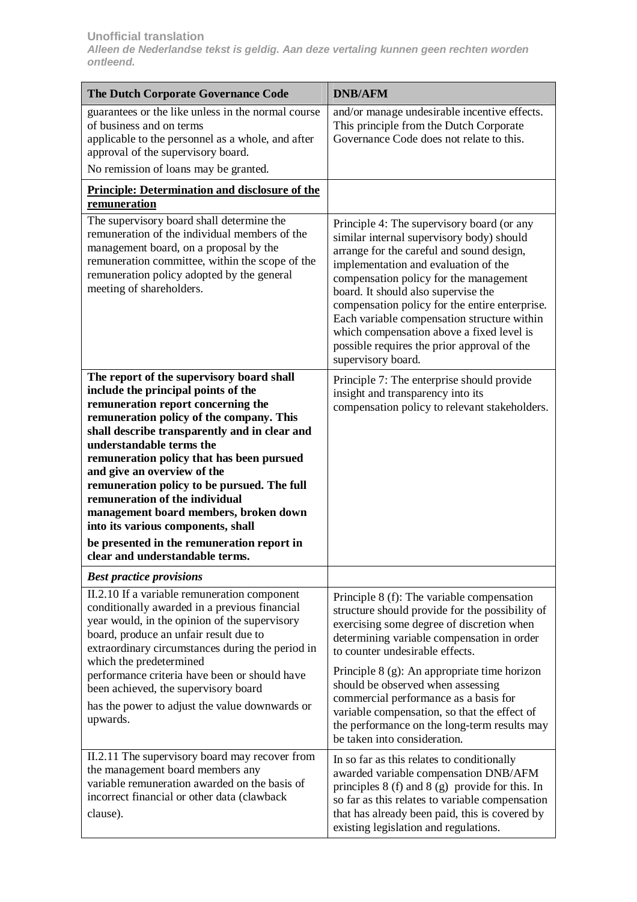**Unofficial translation**

***Alleen de Nederlandse tekst is geldig. Aan deze vertaling kunnen geen rechten worden ontleend.***

| The Dutch Corporate Governance Code | DNB/AFM |
|---|---|
| guarantees or the like unless in the normal course of business and on terms applicable to the personnel as a whole, and after approval of the supervisory board. No remission of loans may be granted. | and/or manage undesirable incentive effects. This principle from the Dutch Corporate Governance Code does not relate to this. |
| **<u>Principle: Determination and disclosure of the remuneration</u>** | |
| The supervisory board shall determine the remuneration of the individual members of the management board, on a proposal by the remuneration committee, within the scope of the remuneration policy adopted by the general meeting of shareholders. | Principle 4: The supervisory board (or any similar internal supervisory body) should arrange for the careful and sound design, implementation and evaluation of the compensation policy for the management board. It should also supervise the compensation policy for the entire enterprise. Each variable compensation structure within which compensation above a fixed level is possible requires the prior approval of the supervisory board. |
| **The report of the supervisory board shall include the principal points of the remuneration report concerning the remuneration policy of the company. This shall describe transparently and in clear and understandable terms the remuneration policy that has been pursued and give an overview of the remuneration policy to be pursued. The full remuneration of the individual management board members, broken down into its various components, shall be presented in the remuneration report in clear and understandable terms.** | Principle 7: The enterprise should provide insight and transparency into its compensation policy to relevant stakeholders. |
| ***Best practice provisions*** | |
| II.2.10 If a variable remuneration component conditionally awarded in a previous financial year would, in the opinion of the supervisory board, produce an unfair result due to extraordinary circumstances during the period in which the predetermined performance criteria have been or should have been achieved, the supervisory board has the power to adjust the value downwards or upwards. | Principle 8 (f): The variable compensation structure should provide for the possibility of exercising some degree of discretion when determining variable compensation in order to counter undesirable effects. Principle 8 (g): An appropriate time horizon should be observed when assessing commercial performance as a basis for variable compensation, so that the effect of the performance on the long-term results may be taken into consideration. |
| II.2.11 The supervisory board may recover from the management board members any variable remuneration awarded on the basis of incorrect financial or other data (clawback clause). | In so far as this relates to conditionally awarded variable compensation DNB/AFM principles 8 (f) and 8 (g) provide for this. In so far as this relates to variable compensation that has already been paid, this is covered by existing legislation and regulations. |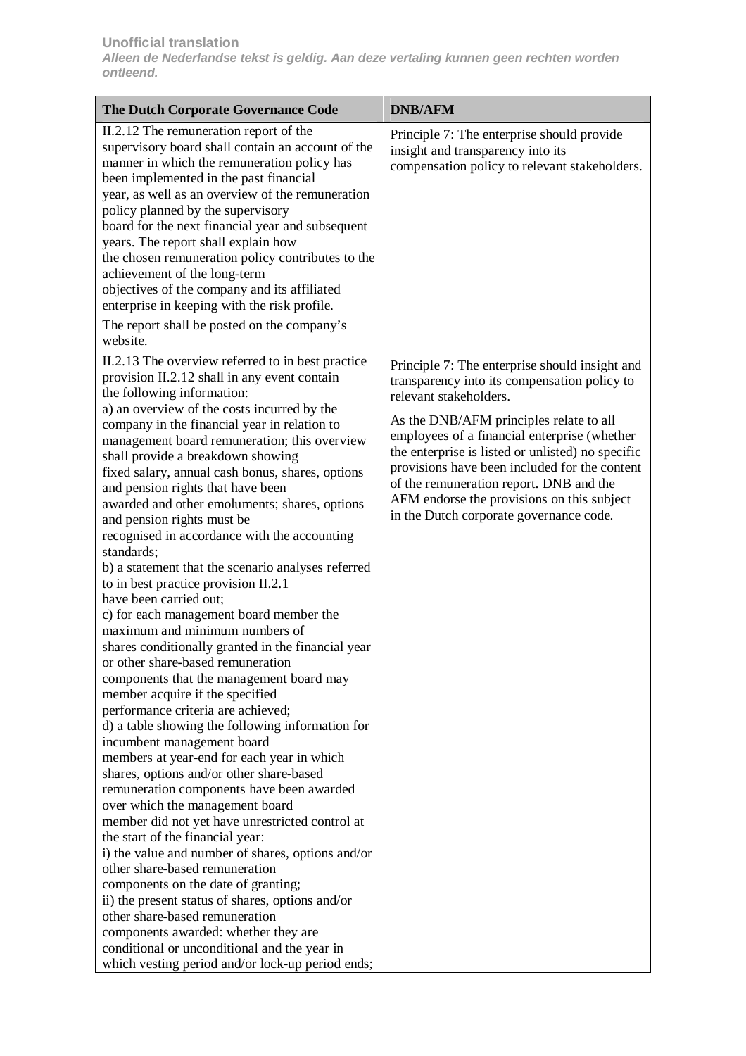**Unofficial translation**

***Alleen de Nederlandse tekst is geldig. Aan deze vertaling kunnen geen rechten worden ontleend.***

| The Dutch Corporate Governance Code | DNB/AFM |
|---|---|
| II.2.12 The remuneration report of the supervisory board shall contain an account of the manner in which the remuneration policy has been implemented in the past financial year, as well as an overview of the remuneration policy planned by the supervisory board for the next financial year and subsequent years. The report shall explain how the chosen remuneration policy contributes to the achievement of the long-term objectives of the company and its affiliated enterprise in keeping with the risk profile.<br><br>The report shall be posted on the company's website. | Principle 7: The enterprise should provide insight and transparency into its compensation policy to relevant stakeholders. |
| II.2.13 The overview referred to in best practice provision II.2.12 shall in any event contain the following information:<br>a) an overview of the costs incurred by the company in the financial year in relation to management board remuneration; this overview shall provide a breakdown showing fixed salary, annual cash bonus, shares, options and pension rights that have been awarded and other emoluments; shares, options and pension rights must be recognised in accordance with the accounting standards;<br>b) a statement that the scenario analyses referred to in best practice provision II.2.1 have been carried out;<br>c) for each management board member the maximum and minimum numbers of shares conditionally granted in the financial year or other share-based remuneration components that the management board may member acquire if the specified performance criteria are achieved;<br>d) a table showing the following information for incumbent management board members at year-end for each year in which shares, options and/or other share-based remuneration components have been awarded over which the management board member did not yet have unrestricted control at the start of the financial year:<br>i) the value and number of shares, options and/or other share-based remuneration components on the date of granting;<br>ii) the present status of shares, options and/or other share-based remuneration components awarded: whether they are conditional or unconditional and the year in which vesting period and/or lock-up period ends; | Principle 7: The enterprise should insight and transparency into its compensation policy to relevant stakeholders.<br><br>As the DNB/AFM principles relate to all employees of a financial enterprise (whether the enterprise is listed or unlisted) no specific provisions have been included for the content of the remuneration report. DNB and the AFM endorse the provisions on this subject in the Dutch corporate governance code. |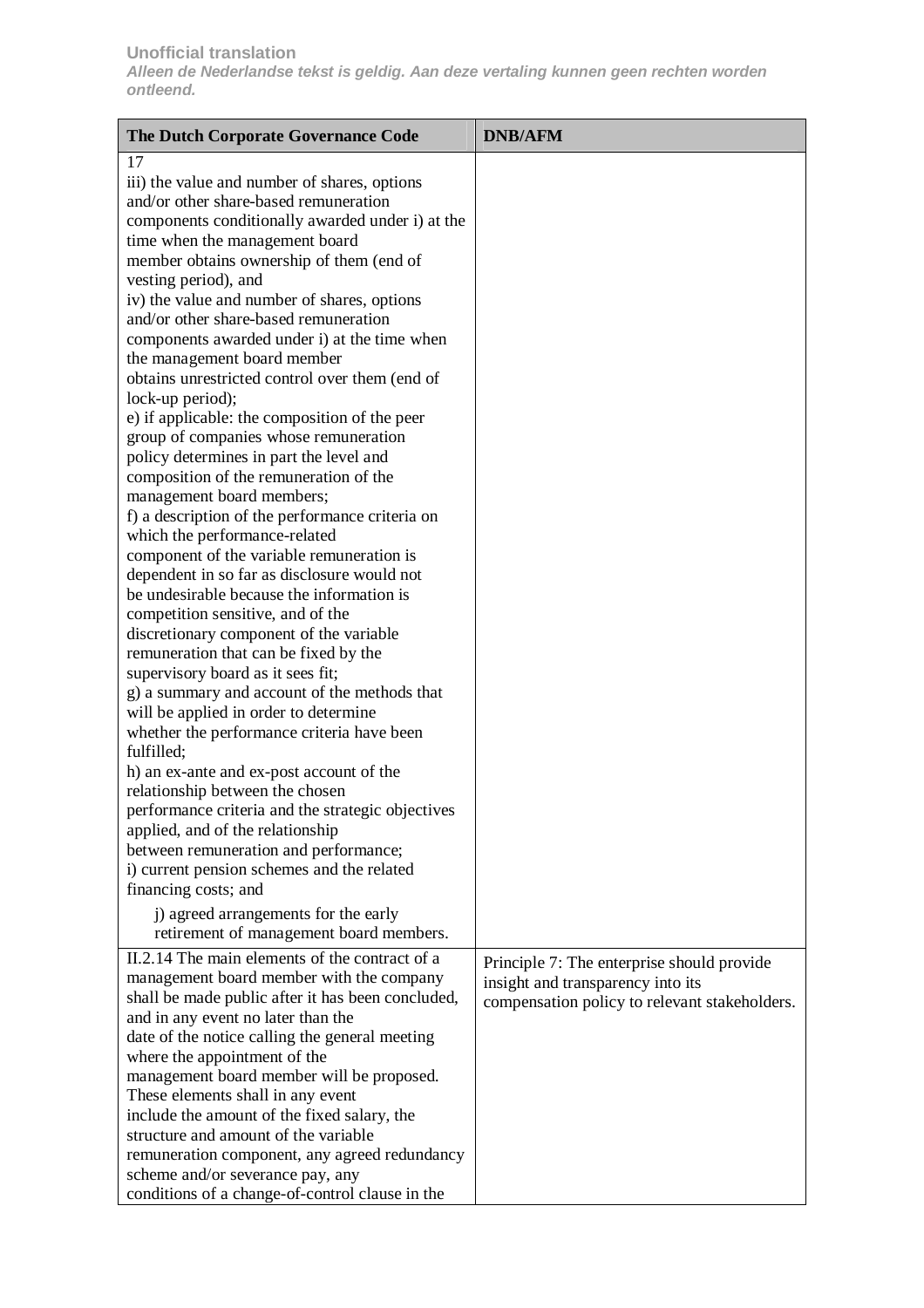**Unofficial translation**

***Alleen de Nederlandse tekst is geldig. Aan deze vertaling kunnen geen rechten worden ontleend.***

| The Dutch Corporate Governance Code | DNB/AFM |
|---|---|
| 17<br>iii) the value and number of shares, options and/or other share-based remuneration components conditionally awarded under i) at the time when the management board member obtains ownership of them (end of vesting period), and<br>iv) the value and number of shares, options and/or other share-based remuneration components awarded under i) at the time when the management board member obtains unrestricted control over them (end of lock-up period);<br>e) if applicable: the composition of the peer group of companies whose remuneration policy determines in part the level and composition of the remuneration of the management board members;<br>f) a description of the performance criteria on which the performance-related component of the variable remuneration is dependent in so far as disclosure would not be undesirable because the information is competition sensitive, and of the discretionary component of the variable remuneration that can be fixed by the supervisory board as it sees fit;<br>g) a summary and account of the methods that will be applied in order to determine whether the performance criteria have been fulfilled;<br>h) an ex-ante and ex-post account of the relationship between the chosen performance criteria and the strategic objectives applied, and of the relationship between remuneration and performance;<br>i) current pension schemes and the related financing costs; and<br>j) agreed arrangements for the early retirement of management board members. | |
| II.2.14 The main elements of the contract of a management board member with the company shall be made public after it has been concluded, and in any event no later than the date of the notice calling the general meeting where the appointment of the management board member will be proposed. These elements shall in any event include the amount of the fixed salary, the structure and amount of the variable remuneration component, any agreed redundancy scheme and/or severance pay, any conditions of a change-of-control clause in the | Principle 7: The enterprise should provide insight and transparency into its compensation policy to relevant stakeholders. |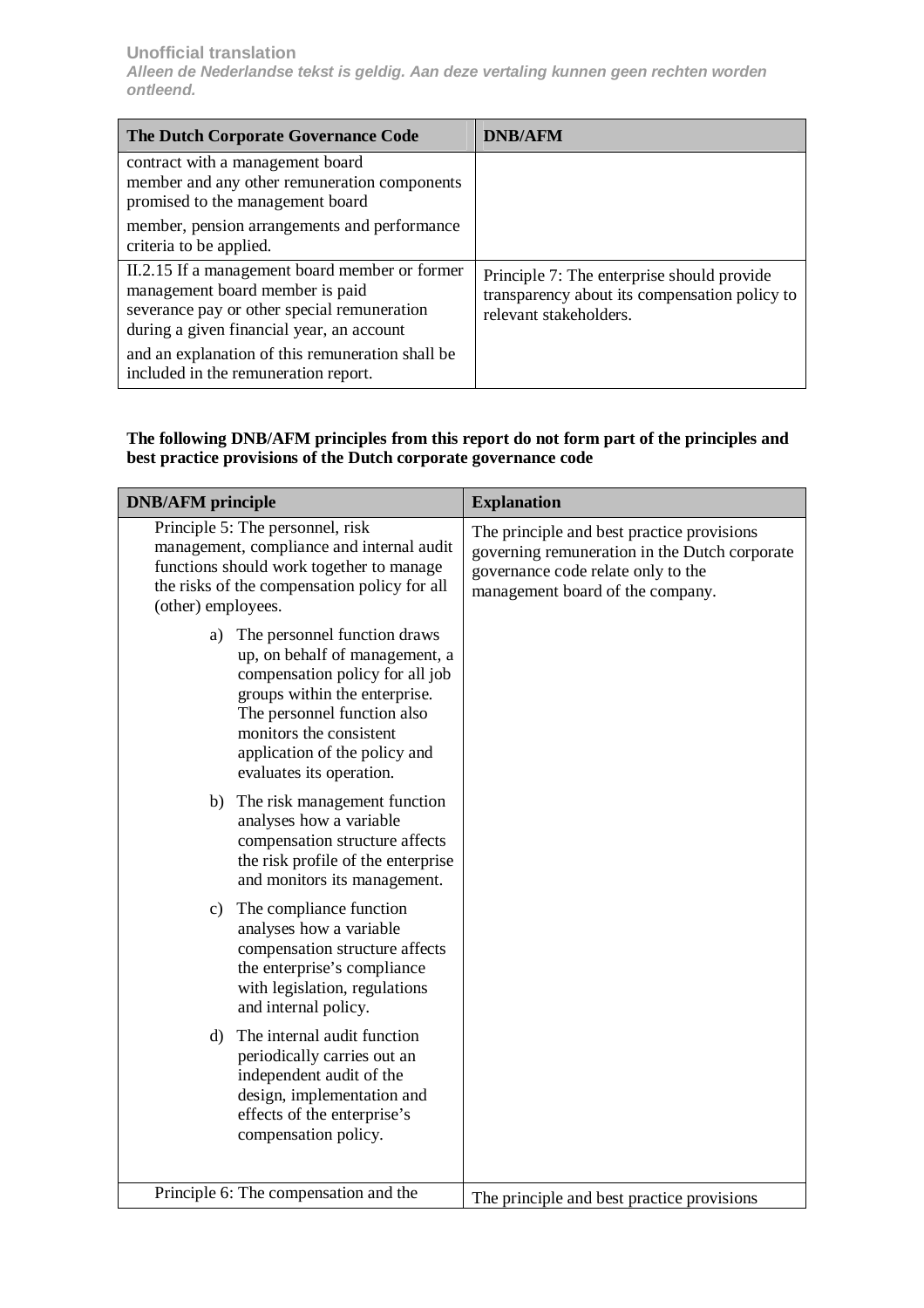| The Dutch Corporate Governance Code | DNB/AFM |
| --- | --- |
| contract with a management board member and any other remuneration components promised to the management board member, pension arrangements and performance criteria to be applied. | |
| II.2.15 If a management board member or former management board member is paid severance pay or other special remuneration during a given financial year, an account and an explanation of this remuneration shall be included in the remuneration report. | Principle 7: The enterprise should provide transparency about its compensation policy to relevant stakeholders. |

**The following DNB/AFM principles from this report do not form part of the principles and best practice provisions of the Dutch corporate governance code**

| DNB/AFM principle | Explanation |
| --- | --- |
| Principle 5: The personnel, risk management, compliance and internal audit functions should work together to manage the risks of the compensation policy for all (other) employees.<br><br>a) The personnel function draws up, on behalf of management, a compensation policy for all job groups within the enterprise. The personnel function also monitors the consistent application of the policy and evaluates its operation.<br><br>b) The risk management function analyses how a variable compensation structure affects the risk profile of the enterprise and monitors its management.<br><br>c) The compliance function analyses how a variable compensation structure affects the enterprise's compliance with legislation, regulations and internal policy.<br><br>d) The internal audit function periodically carries out an independent audit of the design, implementation and effects of the enterprise's compensation policy. | The principle and best practice provisions governing remuneration in the Dutch corporate governance code relate only to the management board of the company. |
| Principle 6: The compensation and the | The principle and best practice provisions |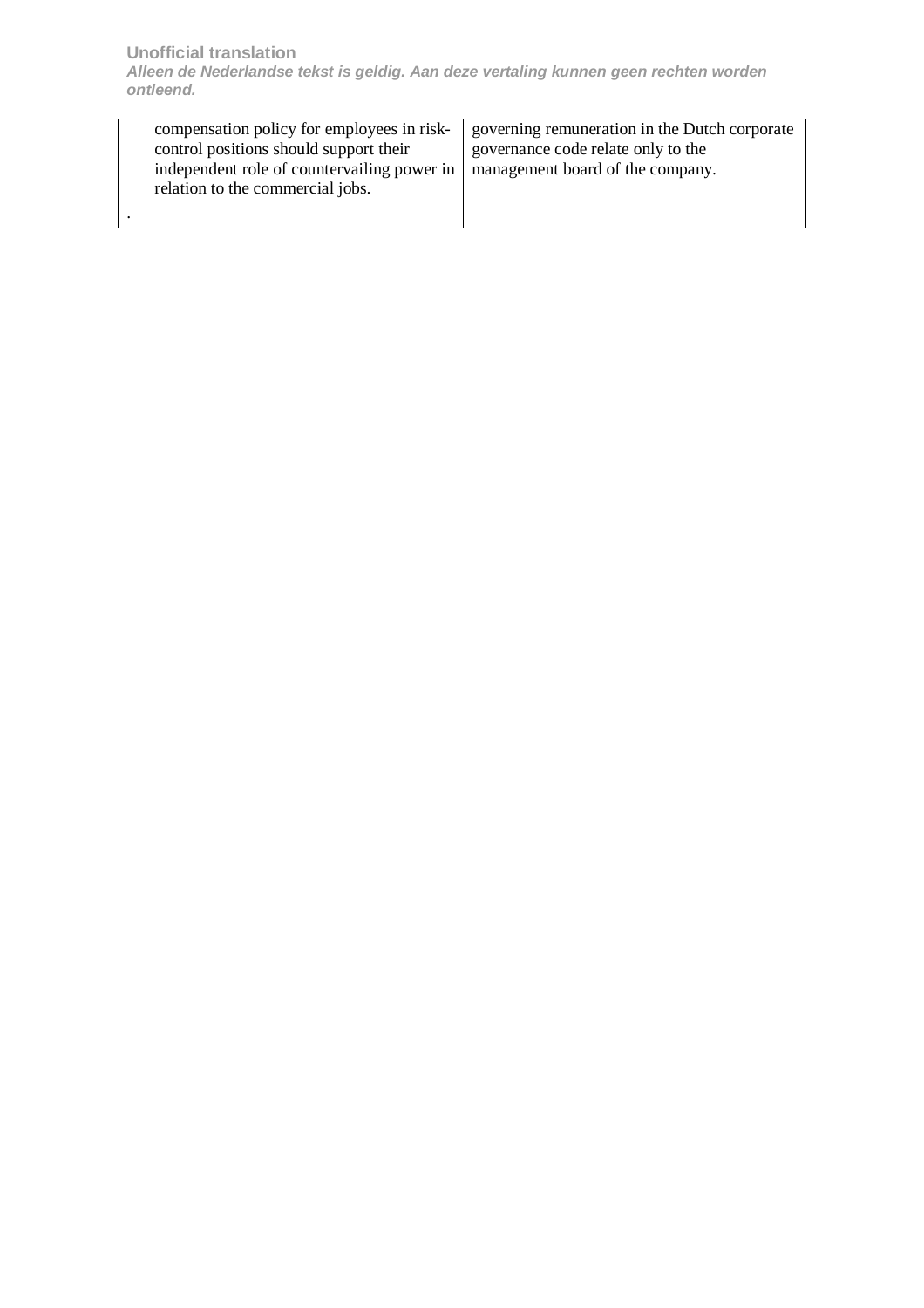| | |
|---|---|
| compensation policy for employees in risk-control positions should support their independent role of countervailing power in relation to the commercial jobs.<br><br>. | governing remuneration in the Dutch corporate governance code relate only to the management board of the company. |